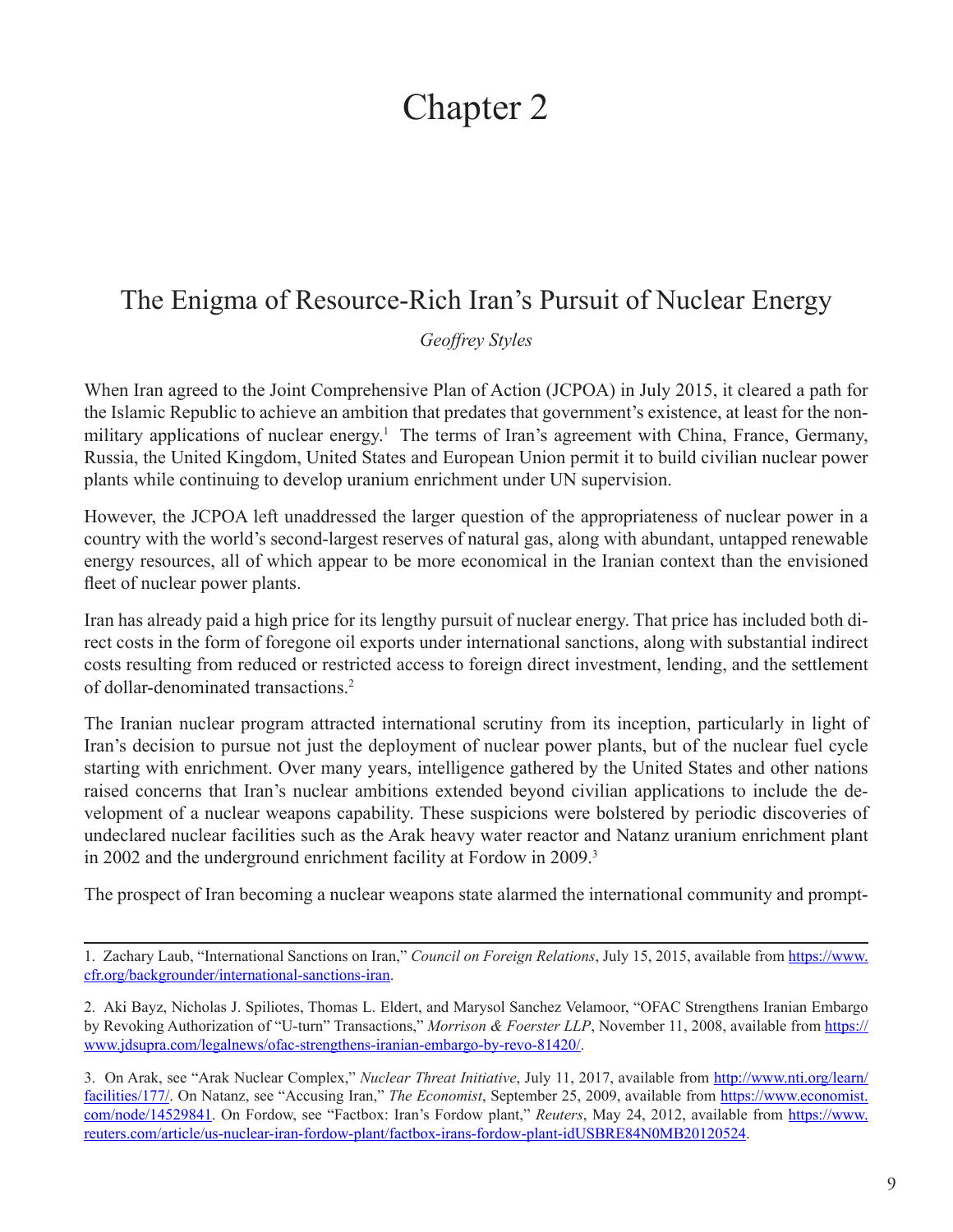# Chapter 2

## The Enigma of Resource-Rich Iran's Pursuit of Nuclear Energy

*Geoffrey Styles*

When Iran agreed to the Joint Comprehensive Plan of Action (JCPOA) in July 2015, it cleared a path for the Islamic Republic to achieve an ambition that predates that government's existence, at least for the non-military applications of nuclear energy.[1] The terms of Iran's agreement with China, France, Germany, Russia, the United Kingdom, United States and European Union permit it to build civilian nuclear power plants while continuing to develop uranium enrichment under UN supervision.

However, the JCPOA left unaddressed the larger question of the appropriateness of nuclear power in a country with the world's second-largest reserves of natural gas, along with abundant, untapped renewable energy resources, all of which appear to be more economical in the Iranian context than the envisioned fleet of nuclear power plants.

Iran has already paid a high price for its lengthy pursuit of nuclear energy. That price has included both direct costs in the form of foregone oil exports under international sanctions, along with substantial indirect costs resulting from reduced or restricted access to foreign direct investment, lending, and the settlement of dollar-denominated transactions.[2]

The Iranian nuclear program attracted international scrutiny from its inception, particularly in light of Iran's decision to pursue not just the deployment of nuclear power plants, but of the nuclear fuel cycle starting with enrichment. Over many years, intelligence gathered by the United States and other nations raised concerns that Iran's nuclear ambitions extended beyond civilian applications to include the development of a nuclear weapons capability. These suspicions were bolstered by periodic discoveries of undeclared nuclear facilities such as the Arak heavy water reactor and Natanz uranium enrichment plant in 2002 and the underground enrichment facility at Fordow in 2009.[3]

The prospect of Iran becoming a nuclear weapons state alarmed the international community and prompt-

---

1. Zachary Laub, "International Sanctions on Iran," *Council on Foreign Relations*, July 15, 2015, available from https://www.cfr.org/backgrounder/international-sanctions-iran.

2. Aki Bayz, Nicholas J. Spiliotes, Thomas L. Eldert, and Marysol Sanchez Velamoor, "OFAC Strengthens Iranian Embargo by Revoking Authorization of "U-turn" Transactions," *Morrison & Foerster LLP*, November 11, 2008, available from https://www.jdsupra.com/legalnews/ofac-strengthens-iranian-embargo-by-revo-81420/.

3. On Arak, see "Arak Nuclear Complex," *Nuclear Threat Initiative*, July 11, 2017, available from http://www.nti.org/learn/facilities/177/. On Natanz, see "Accusing Iran," *The Economist*, September 25, 2009, available from https://www.economist.com/node/14529841. On Fordow, see "Factbox: Iran's Fordow plant," *Reuters*, May 24, 2012, available from https://www.reuters.com/article/us-nuclear-iran-fordow-plant/factbox-irans-fordow-plant-idUSBRE84N0MB20120524.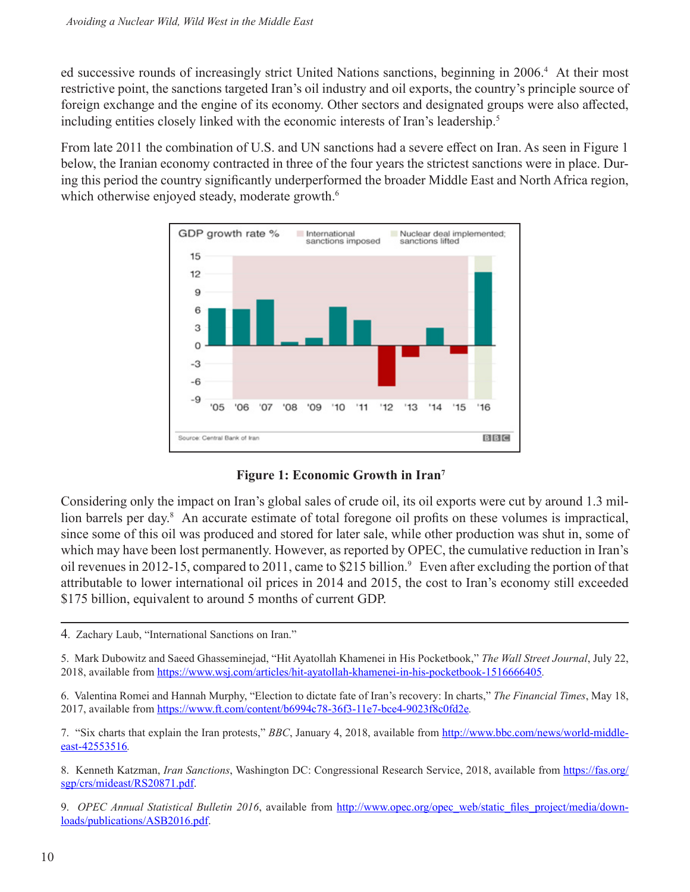ed successive rounds of increasingly strict United Nations sanctions, beginning in 2006.[4] At their most restrictive point, the sanctions targeted Iran's oil industry and oil exports, the country's principle source of foreign exchange and the engine of its economy. Other sectors and designated groups were also affected, including entities closely linked with the economic interests of Iran's leadership.[5]

From late 2011 the combination of U.S. and UN sanctions had a severe effect on Iran. As seen in Figure 1 below, the Iranian economy contracted in three of the four years the strictest sanctions were in place. During this period the country significantly underperformed the broader Middle East and North Africa region, which otherwise enjoyed steady, moderate growth.[6]

**Figure 1: Economic Growth in Iran[7]**

Considering only the impact on Iran's global sales of crude oil, its oil exports were cut by around 1.3 million barrels per day.[8] An accurate estimate of total foregone oil profits on these volumes is impractical, since some of this oil was produced and stored for later sale, while other production was shut in, some of which may have been lost permanently. However, as reported by OPEC, the cumulative reduction in Iran's oil revenues in 2012-15, compared to 2011, came to $215 billion.[9] Even after excluding the portion of that attributable to lower international oil prices in 2014 and 2015, the cost to Iran's economy still exceeded $175 billion, equivalent to around 5 months of current GDP.

---

4. Zachary Laub, "International Sanctions on Iran."

5. Mark Dubowitz and Saeed Ghasseminejad, "Hit Ayatollah Khamenei in His Pocketbook," *The Wall Street Journal*, July 22, 2018, available from https://www.wsj.com/articles/hit-ayatollah-khamenei-in-his-pocketbook-1516666405.

6. Valentina Romei and Hannah Murphy, "Election to dictate fate of Iran's recovery: In charts," *The Financial Times*, May 18, 2017, available from https://www.ft.com/content/b6994c78-36f3-11e7-bce4-9023f8c0fd2e.

7. "Six charts that explain the Iran protests," *BBC*, January 4, 2018, available from http://www.bbc.com/news/world-middle-east-42553516.

8. Kenneth Katzman, *Iran Sanctions*, Washington DC: Congressional Research Service, 2018, available from https://fas.org/sgp/crs/mideast/RS20871.pdf.

9. *OPEC Annual Statistical Bulletin 2016*, available from http://www.opec.org/opec_web/static_files_project/media/downloads/publications/ASB2016.pdf.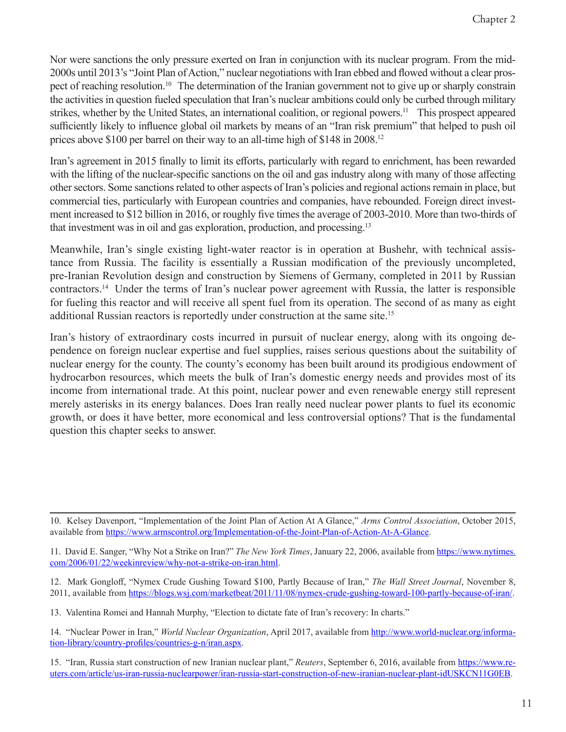Nor were sanctions the only pressure exerted on Iran in conjunction with its nuclear program. From the mid-2000s until 2013's "Joint Plan of Action," nuclear negotiations with Iran ebbed and flowed without a clear prospect of reaching resolution.[10] The determination of the Iranian government not to give up or sharply constrain the activities in question fueled speculation that Iran's nuclear ambitions could only be curbed through military strikes, whether by the United States, an international coalition, or regional powers.[11] This prospect appeared sufficiently likely to influence global oil markets by means of an "Iran risk premium" that helped to push oil prices above $100 per barrel on their way to an all-time high of $148 in 2008.[12]

Iran's agreement in 2015 finally to limit its efforts, particularly with regard to enrichment, has been rewarded with the lifting of the nuclear-specific sanctions on the oil and gas industry along with many of those affecting other sectors. Some sanctions related to other aspects of Iran's policies and regional actions remain in place, but commercial ties, particularly with European countries and companies, have rebounded. Foreign direct investment increased to $12 billion in 2016, or roughly five times the average of 2003-2010. More than two-thirds of that investment was in oil and gas exploration, production, and processing.[13]

Meanwhile, Iran's single existing light-water reactor is in operation at Bushehr, with technical assistance from Russia. The facility is essentially a Russian modification of the previously uncompleted, pre-Iranian Revolution design and construction by Siemens of Germany, completed in 2011 by Russian contractors.[14] Under the terms of Iran's nuclear power agreement with Russia, the latter is responsible for fueling this reactor and will receive all spent fuel from its operation. The second of as many as eight additional Russian reactors is reportedly under construction at the same site.[15]

Iran's history of extraordinary costs incurred in pursuit of nuclear energy, along with its ongoing dependence on foreign nuclear expertise and fuel supplies, raises serious questions about the suitability of nuclear energy for the county. The county's economy has been built around its prodigious endowment of hydrocarbon resources, which meets the bulk of Iran's domestic energy needs and provides most of its income from international trade. At this point, nuclear power and even renewable energy still represent merely asterisks in its energy balances. Does Iran really need nuclear power plants to fuel its economic growth, or does it have better, more economical and less controversial options? That is the fundamental question this chapter seeks to answer.

---

10. Kelsey Davenport, "Implementation of the Joint Plan of Action At A Glance," *Arms Control Association*, October 2015, available from https://www.armscontrol.org/Implementation-of-the-Joint-Plan-of-Action-At-A-Glance.

11. David E. Sanger, "Why Not a Strike on Iran?" *The New York Times*, January 22, 2006, available from https://www.nytimes.com/2006/01/22/weekinreview/why-not-a-strike-on-iran.html.

12. Mark Gongloff, "Nymex Crude Gushing Toward $100, Partly Because of Iran," *The Wall Street Journal*, November 8, 2011, available from https://blogs.wsj.com/marketbeat/2011/11/08/nymex-crude-gushing-toward-100-partly-because-of-iran/.

13. Valentina Romei and Hannah Murphy, "Election to dictate fate of Iran's recovery: In charts."

14. "Nuclear Power in Iran," *World Nuclear Organization*, April 2017, available from http://www.world-nuclear.org/information-library/country-profiles/countries-g-n/iran.aspx.

15. "Iran, Russia start construction of new Iranian nuclear plant," *Reuters*, September 6, 2016, available from https://www.reuters.com/article/us-iran-russia-nuclearpower/iran-russia-start-construction-of-new-iranian-nuclear-plant-idUSKCN11G0EB.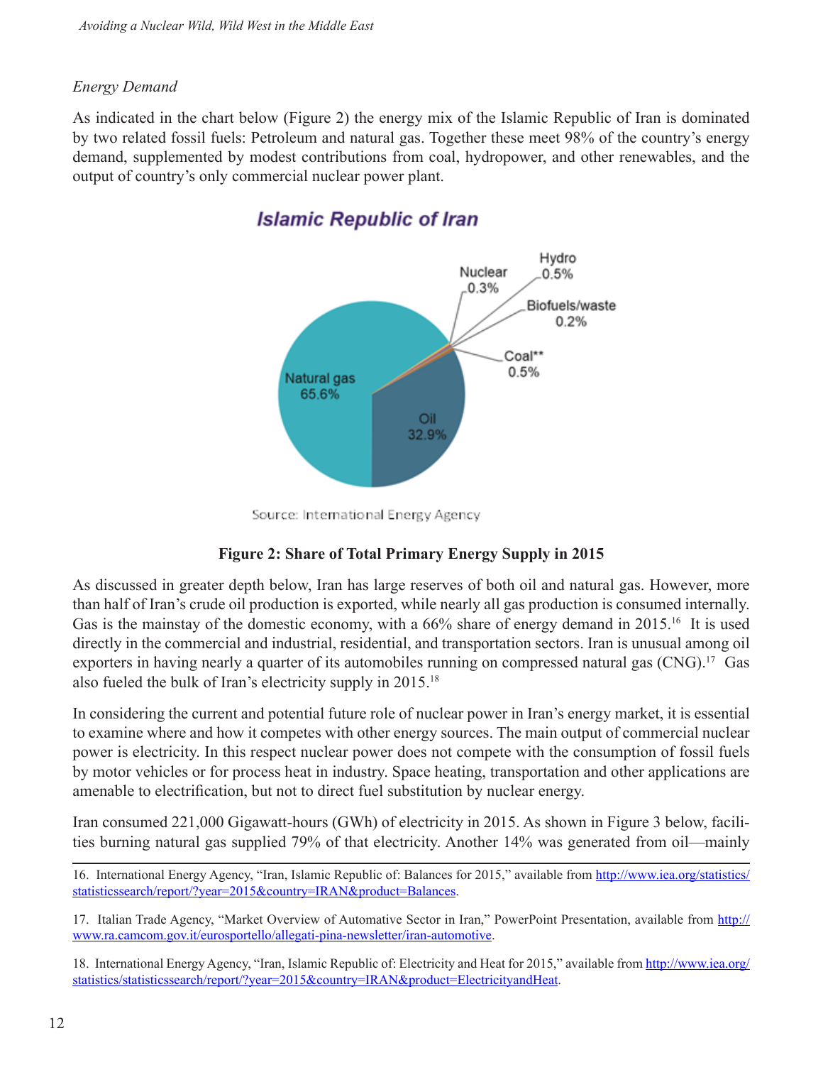*Energy Demand*

As indicated in the chart below (Figure 2) the energy mix of the Islamic Republic of Iran is dominated by two related fossil fuels: Petroleum and natural gas. Together these meet 98% of the country's energy demand, supplemented by modest contributions from coal, hydropower, and other renewables, and the output of country's only commercial nuclear power plant.

**Islamic Republic of Iran**

Natural gas 65.6%
Oil 32.9%
Nuclear 0.3%
Hydro 0.5%
Biofuels/waste 0.2%
Coal** 0.5%

Source: International Energy Agency

**Figure 2: Share of Total Primary Energy Supply in 2015**

As discussed in greater depth below, Iran has large reserves of both oil and natural gas. However, more than half of Iran's crude oil production is exported, while nearly all gas production is consumed internally. Gas is the mainstay of the domestic economy, with a 66% share of energy demand in 2015.[16] It is used directly in the commercial and industrial, residential, and transportation sectors. Iran is unusual among oil exporters in having nearly a quarter of its automobiles running on compressed natural gas (CNG).[17] Gas also fueled the bulk of Iran's electricity supply in 2015.[18]

In considering the current and potential future role of nuclear power in Iran's energy market, it is essential to examine where and how it competes with other energy sources. The main output of commercial nuclear power is electricity. In this respect nuclear power does not compete with the consumption of fossil fuels by motor vehicles or for process heat in industry. Space heating, transportation and other applications are amenable to electrification, but not to direct fuel substitution by nuclear energy.

Iran consumed 221,000 Gigawatt-hours (GWh) of electricity in 2015. As shown in Figure 3 below, facilities burning natural gas supplied 79% of that electricity. Another 14% was generated from oil—mainly

16. International Energy Agency, "Iran, Islamic Republic of: Balances for 2015," available from http://www.iea.org/statistics/statisticssearch/report/?year=2015&country=IRAN&product=Balances.

17. Italian Trade Agency, "Market Overview of Automative Sector in Iran," PowerPoint Presentation, available from http://www.ra.camcom.gov.it/eurosportello/allegati-pina-newsletter/iran-automotive.

18. International Energy Agency, "Iran, Islamic Republic of: Electricity and Heat for 2015," available from http://www.iea.org/statistics/statisticssearch/report/?year=2015&country=IRAN&product=ElectricityandHeat.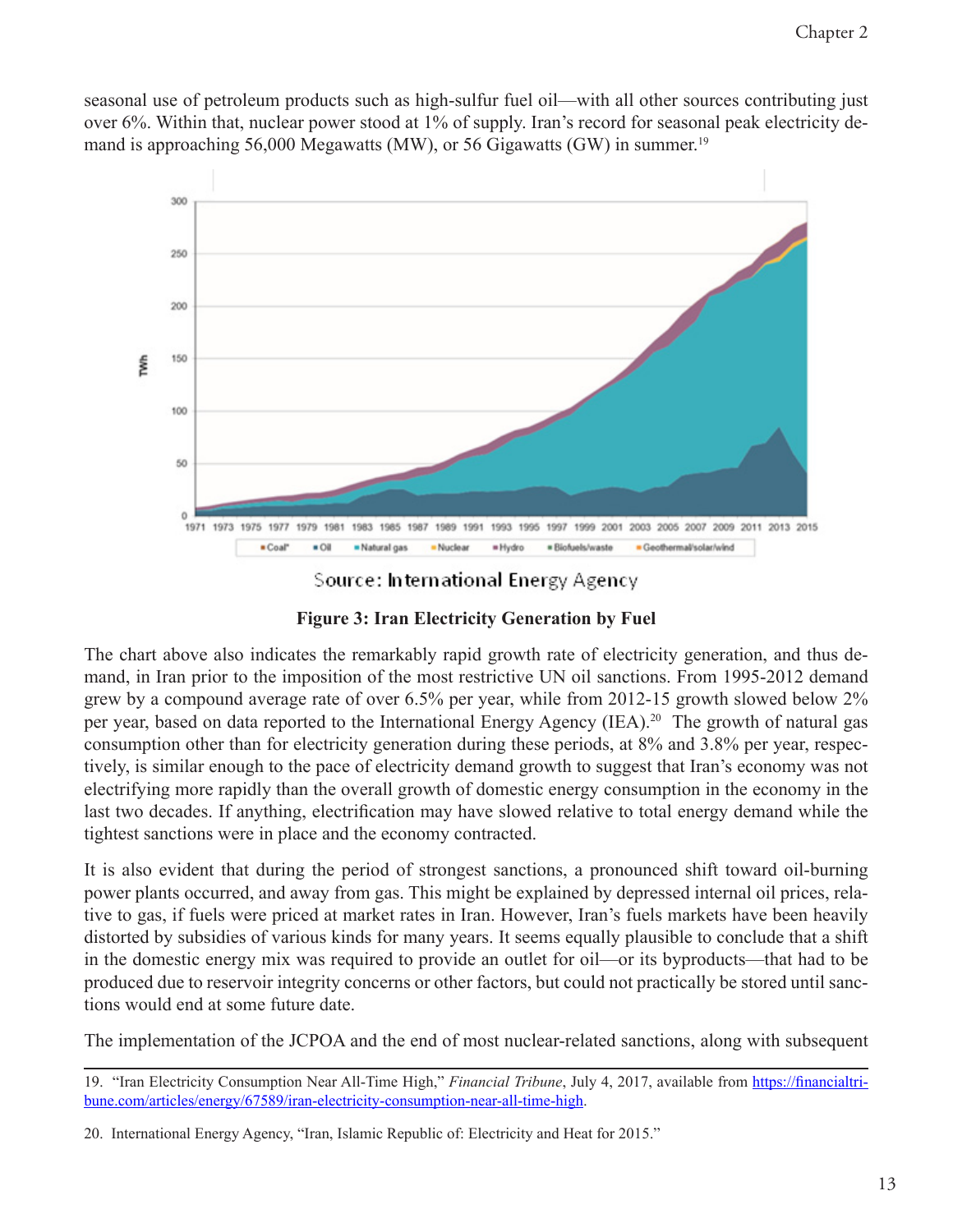seasonal use of petroleum products such as high-sulfur fuel oil—with all other sources contributing just over 6%. Within that, nuclear power stood at 1% of supply. Iran's record for seasonal peak electricity demand is approaching 56,000 Megawatts (MW), or 56 Gigawatts (GW) in summer.[19]

Source: International Energy Agency

**Figure 3: Iran Electricity Generation by Fuel**

The chart above also indicates the remarkably rapid growth rate of electricity generation, and thus demand, in Iran prior to the imposition of the most restrictive UN oil sanctions. From 1995-2012 demand grew by a compound average rate of over 6.5% per year, while from 2012-15 growth slowed below 2% per year, based on data reported to the International Energy Agency (IEA).[20] The growth of natural gas consumption other than for electricity generation during these periods, at 8% and 3.8% per year, respectively, is similar enough to the pace of electricity demand growth to suggest that Iran's economy was not electrifying more rapidly than the overall growth of domestic energy consumption in the economy in the last two decades. If anything, electrification may have slowed relative to total energy demand while the tightest sanctions were in place and the economy contracted.

It is also evident that during the period of strongest sanctions, a pronounced shift toward oil-burning power plants occurred, and away from gas. This might be explained by depressed internal oil prices, relative to gas, if fuels were priced at market rates in Iran. However, Iran's fuels markets have been heavily distorted by subsidies of various kinds for many years. It seems equally plausible to conclude that a shift in the domestic energy mix was required to provide an outlet for oil—or its byproducts—that had to be produced due to reservoir integrity concerns or other factors, but could not practically be stored until sanctions would end at some future date.

The implementation of the JCPOA and the end of most nuclear-related sanctions, along with subsequent

19. "Iran Electricity Consumption Near All-Time High," *Financial Tribune*, July 4, 2017, available from https://financialtribune.com/articles/energy/67589/iran-electricity-consumption-near-all-time-high.

20. International Energy Agency, "Iran, Islamic Republic of: Electricity and Heat for 2015."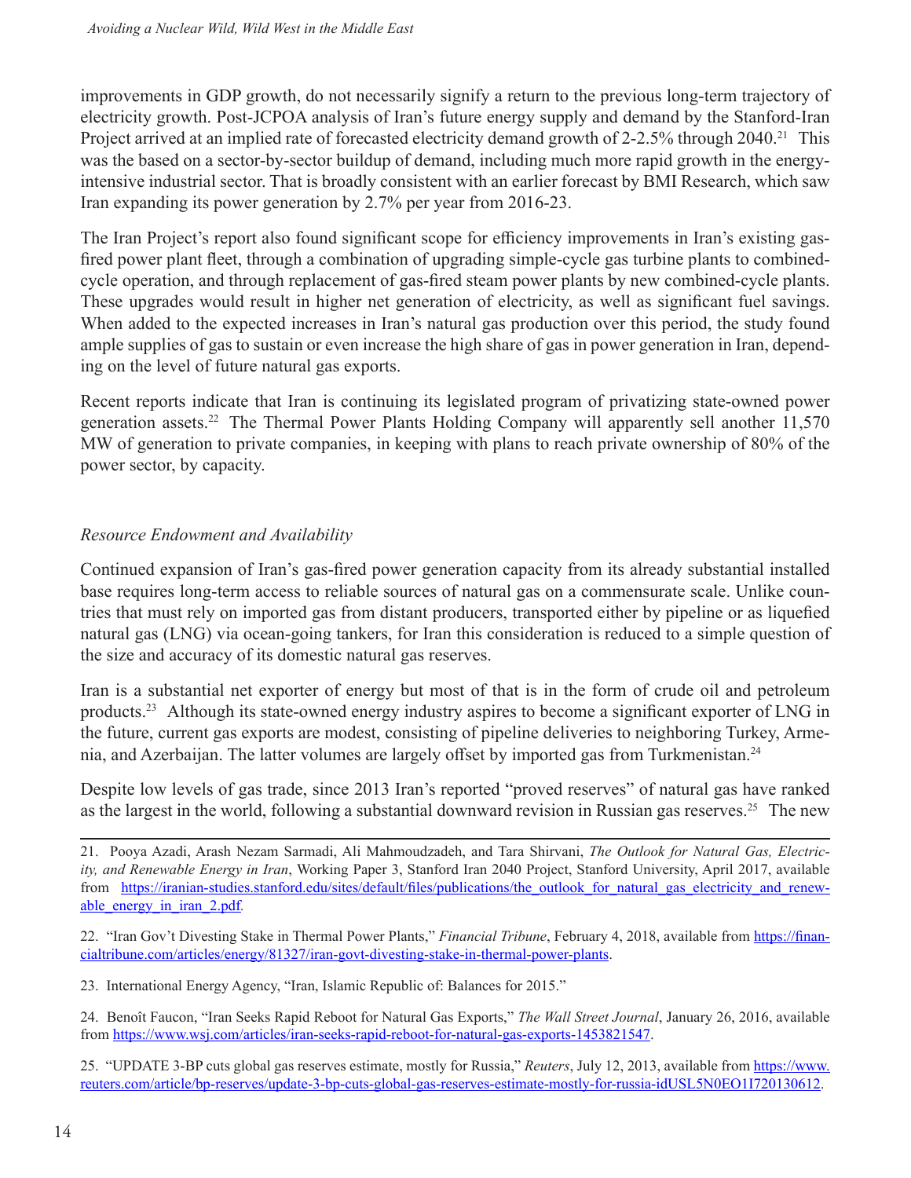improvements in GDP growth, do not necessarily signify a return to the previous long-term trajectory of electricity growth. Post-JCPOA analysis of Iran's future energy supply and demand by the Stanford-Iran Project arrived at an implied rate of forecasted electricity demand growth of 2-2.5% through 2040.[21] This was the based on a sector-by-sector buildup of demand, including much more rapid growth in the energy-intensive industrial sector. That is broadly consistent with an earlier forecast by BMI Research, which saw Iran expanding its power generation by 2.7% per year from 2016-23.

The Iran Project's report also found significant scope for efficiency improvements in Iran's existing gas-fired power plant fleet, through a combination of upgrading simple-cycle gas turbine plants to combined-cycle operation, and through replacement of gas-fired steam power plants by new combined-cycle plants. These upgrades would result in higher net generation of electricity, as well as significant fuel savings. When added to the expected increases in Iran's natural gas production over this period, the study found ample supplies of gas to sustain or even increase the high share of gas in power generation in Iran, depending on the level of future natural gas exports.

Recent reports indicate that Iran is continuing its legislated program of privatizing state-owned power generation assets.[22] The Thermal Power Plants Holding Company will apparently sell another 11,570 MW of generation to private companies, in keeping with plans to reach private ownership of 80% of the power sector, by capacity.

*Resource Endowment and Availability*

Continued expansion of Iran's gas-fired power generation capacity from its already substantial installed base requires long-term access to reliable sources of natural gas on a commensurate scale. Unlike countries that must rely on imported gas from distant producers, transported either by pipeline or as liquefied natural gas (LNG) via ocean-going tankers, for Iran this consideration is reduced to a simple question of the size and accuracy of its domestic natural gas reserves.

Iran is a substantial net exporter of energy but most of that is in the form of crude oil and petroleum products.[23] Although its state-owned energy industry aspires to become a significant exporter of LNG in the future, current gas exports are modest, consisting of pipeline deliveries to neighboring Turkey, Armenia, and Azerbaijan. The latter volumes are largely offset by imported gas from Turkmenistan.[24]

Despite low levels of gas trade, since 2013 Iran's reported "proved reserves" of natural gas have ranked as the largest in the world, following a substantial downward revision in Russian gas reserves.[25] The new

---

21. Pooya Azadi, Arash Nezam Sarmadi, Ali Mahmoudzadeh, and Tara Shirvani, *The Outlook for Natural Gas, Electricity, and Renewable Energy in Iran*, Working Paper 3, Stanford Iran 2040 Project, Stanford University, April 2017, available from https://iranian-studies.stanford.edu/sites/default/files/publications/the_outlook_for_natural_gas_electricity_and_renewable_energy_in_iran_2.pdf.

22. "Iran Gov't Divesting Stake in Thermal Power Plants," *Financial Tribune*, February 4, 2018, available from https://financialtribune.com/articles/energy/81327/iran-govt-divesting-stake-in-thermal-power-plants.

23. International Energy Agency, "Iran, Islamic Republic of: Balances for 2015."

24. Benoît Faucon, "Iran Seeks Rapid Reboot for Natural Gas Exports," *The Wall Street Journal*, January 26, 2016, available from https://www.wsj.com/articles/iran-seeks-rapid-reboot-for-natural-gas-exports-1453821547.

25. "UPDATE 3-BP cuts global gas reserves estimate, mostly for Russia," *Reuters*, July 12, 2013, available from https://www.reuters.com/article/bp-reserves/update-3-bp-cuts-global-gas-reserves-estimate-mostly-for-russia-idUSL5N0EO1I720130612.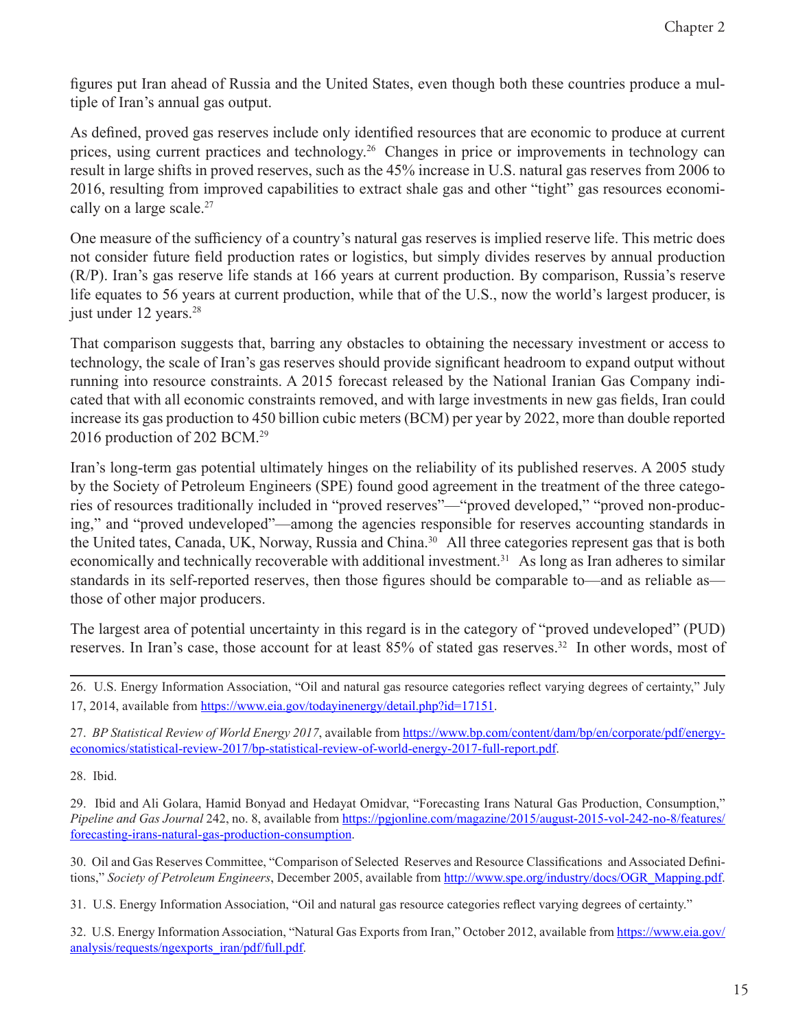figures put Iran ahead of Russia and the United States, even though both these countries produce a multiple of Iran's annual gas output.

As defined, proved gas reserves include only identified resources that are economic to produce at current prices, using current practices and technology.[26] Changes in price or improvements in technology can result in large shifts in proved reserves, such as the 45% increase in U.S. natural gas reserves from 2006 to 2016, resulting from improved capabilities to extract shale gas and other "tight" gas resources economically on a large scale.[27]

One measure of the sufficiency of a country's natural gas reserves is implied reserve life. This metric does not consider future field production rates or logistics, but simply divides reserves by annual production (R/P). Iran's gas reserve life stands at 166 years at current production. By comparison, Russia's reserve life equates to 56 years at current production, while that of the U.S., now the world's largest producer, is just under 12 years.[28]

That comparison suggests that, barring any obstacles to obtaining the necessary investment or access to technology, the scale of Iran's gas reserves should provide significant headroom to expand output without running into resource constraints. A 2015 forecast released by the National Iranian Gas Company indicated that with all economic constraints removed, and with large investments in new gas fields, Iran could increase its gas production to 450 billion cubic meters (BCM) per year by 2022, more than double reported 2016 production of 202 BCM.[29]

Iran's long-term gas potential ultimately hinges on the reliability of its published reserves. A 2005 study by the Society of Petroleum Engineers (SPE) found good agreement in the treatment of the three categories of resources traditionally included in "proved reserves"—"proved developed," "proved non-producing," and "proved undeveloped"—among the agencies responsible for reserves accounting standards in the United tates, Canada, UK, Norway, Russia and China.[30] All three categories represent gas that is both economically and technically recoverable with additional investment.[31] As long as Iran adheres to similar standards in its self-reported reserves, then those figures should be comparable to—and as reliable as—those of other major producers.

The largest area of potential uncertainty in this regard is in the category of "proved undeveloped" (PUD) reserves. In Iran's case, those account for at least 85% of stated gas reserves.[32] In other words, most of

---

26. U.S. Energy Information Association, "Oil and natural gas resource categories reflect varying degrees of certainty," July 17, 2014, available from https://www.eia.gov/todayinenergy/detail.php?id=17151.

27. *BP Statistical Review of World Energy 2017*, available from https://www.bp.com/content/dam/bp/en/corporate/pdf/energy-economics/statistical-review-2017/bp-statistical-review-of-world-energy-2017-full-report.pdf.

28. Ibid.

29. Ibid and Ali Golara, Hamid Bonyad and Hedayat Omidvar, "Forecasting Irans Natural Gas Production, Consumption," *Pipeline and Gas Journal* 242, no. 8, available from https://pgjonline.com/magazine/2015/august-2015-vol-242-no-8/features/forecasting-irans-natural-gas-production-consumption.

30. Oil and Gas Reserves Committee, "Comparison of Selected Reserves and Resource Classifications and Associated Definitions," *Society of Petroleum Engineers*, December 2005, available from http://www.spe.org/industry/docs/OGR_Mapping.pdf.

31. U.S. Energy Information Association, "Oil and natural gas resource categories reflect varying degrees of certainty."

32. U.S. Energy Information Association, "Natural Gas Exports from Iran," October 2012, available from https://www.eia.gov/analysis/requests/ngexports_iran/pdf/full.pdf.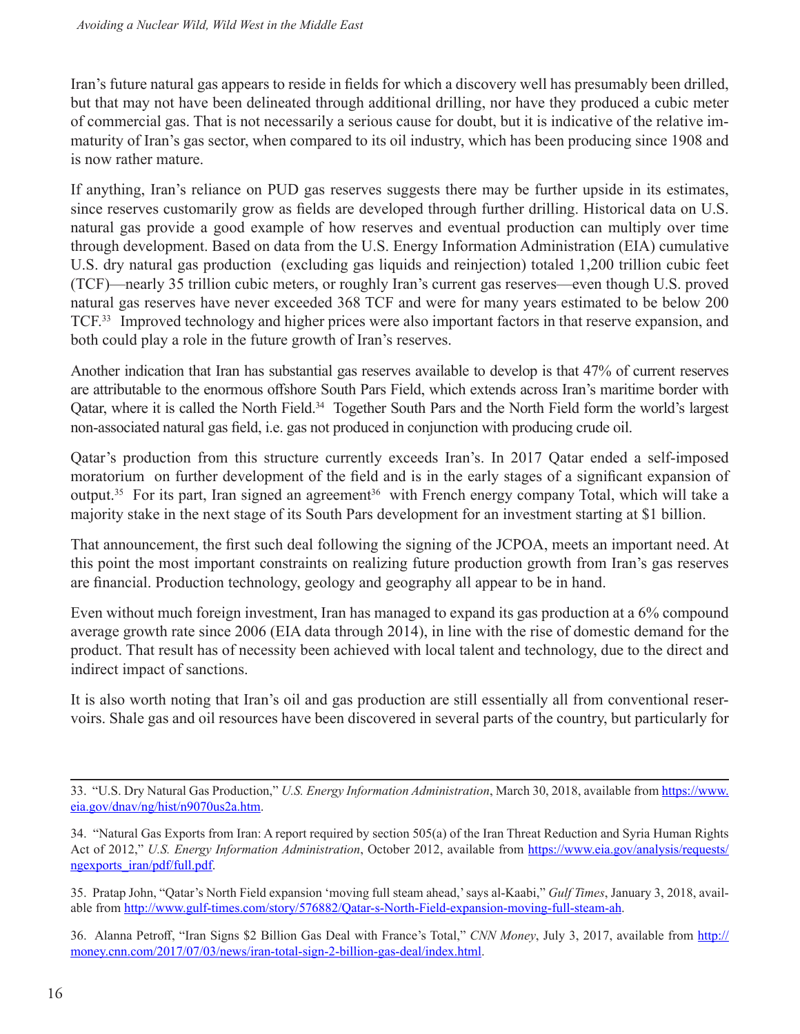Iran's future natural gas appears to reside in fields for which a discovery well has presumably been drilled, but that may not have been delineated through additional drilling, nor have they produced a cubic meter of commercial gas. That is not necessarily a serious cause for doubt, but it is indicative of the relative immaturity of Iran's gas sector, when compared to its oil industry, which has been producing since 1908 and is now rather mature.

If anything, Iran's reliance on PUD gas reserves suggests there may be further upside in its estimates, since reserves customarily grow as fields are developed through further drilling. Historical data on U.S. natural gas provide a good example of how reserves and eventual production can multiply over time through development. Based on data from the U.S. Energy Information Administration (EIA) cumulative U.S. dry natural gas production (excluding gas liquids and reinjection) totaled 1,200 trillion cubic feet (TCF)—nearly 35 trillion cubic meters, or roughly Iran's current gas reserves—even though U.S. proved natural gas reserves have never exceeded 368 TCF and were for many years estimated to be below 200 TCF.[33] Improved technology and higher prices were also important factors in that reserve expansion, and both could play a role in the future growth of Iran's reserves.

Another indication that Iran has substantial gas reserves available to develop is that 47% of current reserves are attributable to the enormous offshore South Pars Field, which extends across Iran's maritime border with Qatar, where it is called the North Field.[34] Together South Pars and the North Field form the world's largest non-associated natural gas field, i.e. gas not produced in conjunction with producing crude oil.

Qatar's production from this structure currently exceeds Iran's. In 2017 Qatar ended a self-imposed moratorium on further development of the field and is in the early stages of a significant expansion of output.[35] For its part, Iran signed an agreement[36] with French energy company Total, which will take a majority stake in the next stage of its South Pars development for an investment starting at $1 billion.

That announcement, the first such deal following the signing of the JCPOA, meets an important need. At this point the most important constraints on realizing future production growth from Iran's gas reserves are financial. Production technology, geology and geography all appear to be in hand.

Even without much foreign investment, Iran has managed to expand its gas production at a 6% compound average growth rate since 2006 (EIA data through 2014), in line with the rise of domestic demand for the product. That result has of necessity been achieved with local talent and technology, due to the direct and indirect impact of sanctions.

It is also worth noting that Iran's oil and gas production are still essentially all from conventional reservoirs. Shale gas and oil resources have been discovered in several parts of the country, but particularly for

---

33. "U.S. Dry Natural Gas Production," *U.S. Energy Information Administration*, March 30, 2018, available from https://www.eia.gov/dnav/ng/hist/n9070us2a.htm.

34. "Natural Gas Exports from Iran: A report required by section 505(a) of the Iran Threat Reduction and Syria Human Rights Act of 2012," *U.S. Energy Information Administration*, October 2012, available from https://www.eia.gov/analysis/requests/ngexports_iran/pdf/full.pdf.

35. Pratap John, "Qatar's North Field expansion 'moving full steam ahead,' says al-Kaabi," *Gulf Times*, January 3, 2018, available from http://www.gulf-times.com/story/576882/Qatar-s-North-Field-expansion-moving-full-steam-ah.

36. Alanna Petroff, "Iran Signs $2 Billion Gas Deal with France's Total," *CNN Money*, July 3, 2017, available from http://money.cnn.com/2017/07/03/news/iran-total-sign-2-billion-gas-deal/index.html.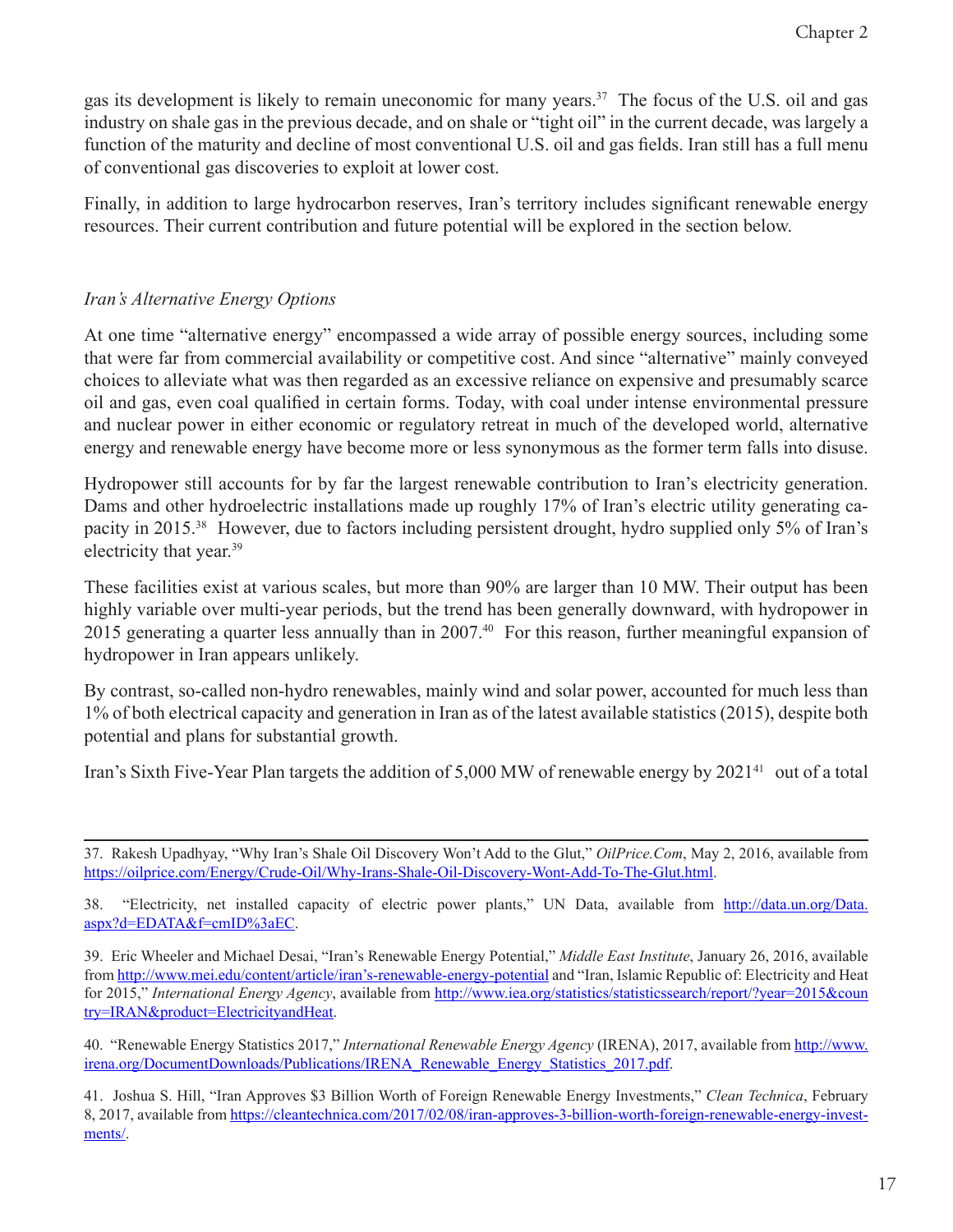gas its development is likely to remain uneconomic for many years.[37] The focus of the U.S. oil and gas industry on shale gas in the previous decade, and on shale or "tight oil" in the current decade, was largely a function of the maturity and decline of most conventional U.S. oil and gas fields. Iran still has a full menu of conventional gas discoveries to exploit at lower cost.

Finally, in addition to large hydrocarbon reserves, Iran's territory includes significant renewable energy resources. Their current contribution and future potential will be explored in the section below.

*Iran's Alternative Energy Options*

At one time "alternative energy" encompassed a wide array of possible energy sources, including some that were far from commercial availability or competitive cost. And since "alternative" mainly conveyed choices to alleviate what was then regarded as an excessive reliance on expensive and presumably scarce oil and gas, even coal qualified in certain forms. Today, with coal under intense environmental pressure and nuclear power in either economic or regulatory retreat in much of the developed world, alternative energy and renewable energy have become more or less synonymous as the former term falls into disuse.

Hydropower still accounts for by far the largest renewable contribution to Iran's electricity generation. Dams and other hydroelectric installations made up roughly 17% of Iran's electric utility generating capacity in 2015.[38] However, due to factors including persistent drought, hydro supplied only 5% of Iran's electricity that year.[39]

These facilities exist at various scales, but more than 90% are larger than 10 MW. Their output has been highly variable over multi-year periods, but the trend has been generally downward, with hydropower in 2015 generating a quarter less annually than in 2007.[40] For this reason, further meaningful expansion of hydropower in Iran appears unlikely.

By contrast, so-called non-hydro renewables, mainly wind and solar power, accounted for much less than 1% of both electrical capacity and generation in Iran as of the latest available statistics (2015), despite both potential and plans for substantial growth.

Iran's Sixth Five-Year Plan targets the addition of 5,000 MW of renewable energy by 2021[41] out of a total

---

37. Rakesh Upadhyay, "Why Iran's Shale Oil Discovery Won't Add to the Glut," *OilPrice.Com*, May 2, 2016, available from https://oilprice.com/Energy/Crude-Oil/Why-Irans-Shale-Oil-Discovery-Wont-Add-To-The-Glut.html.

38. "Electricity, net installed capacity of electric power plants," UN Data, available from http://data.un.org/Data.aspx?d=EDATA&f=cmID%3aEC.

39. Eric Wheeler and Michael Desai, "Iran's Renewable Energy Potential," *Middle East Institute*, January 26, 2016, available from http://www.mei.edu/content/article/iran's-renewable-energy-potential and "Iran, Islamic Republic of: Electricity and Heat for 2015," *International Energy Agency*, available from http://www.iea.org/statistics/statisticssearch/report/?year=2015&country=IRAN&product=ElectricityandHeat.

40. "Renewable Energy Statistics 2017," *International Renewable Energy Agency* (IRENA), 2017, available from http://www.irena.org/DocumentDownloads/Publications/IRENA_Renewable_Energy_Statistics_2017.pdf.

41. Joshua S. Hill, "Iran Approves $3 Billion Worth of Foreign Renewable Energy Investments," *Clean Technica*, February 8, 2017, available from https://cleantechnica.com/2017/02/08/iran-approves-3-billion-worth-foreign-renewable-energy-investments/.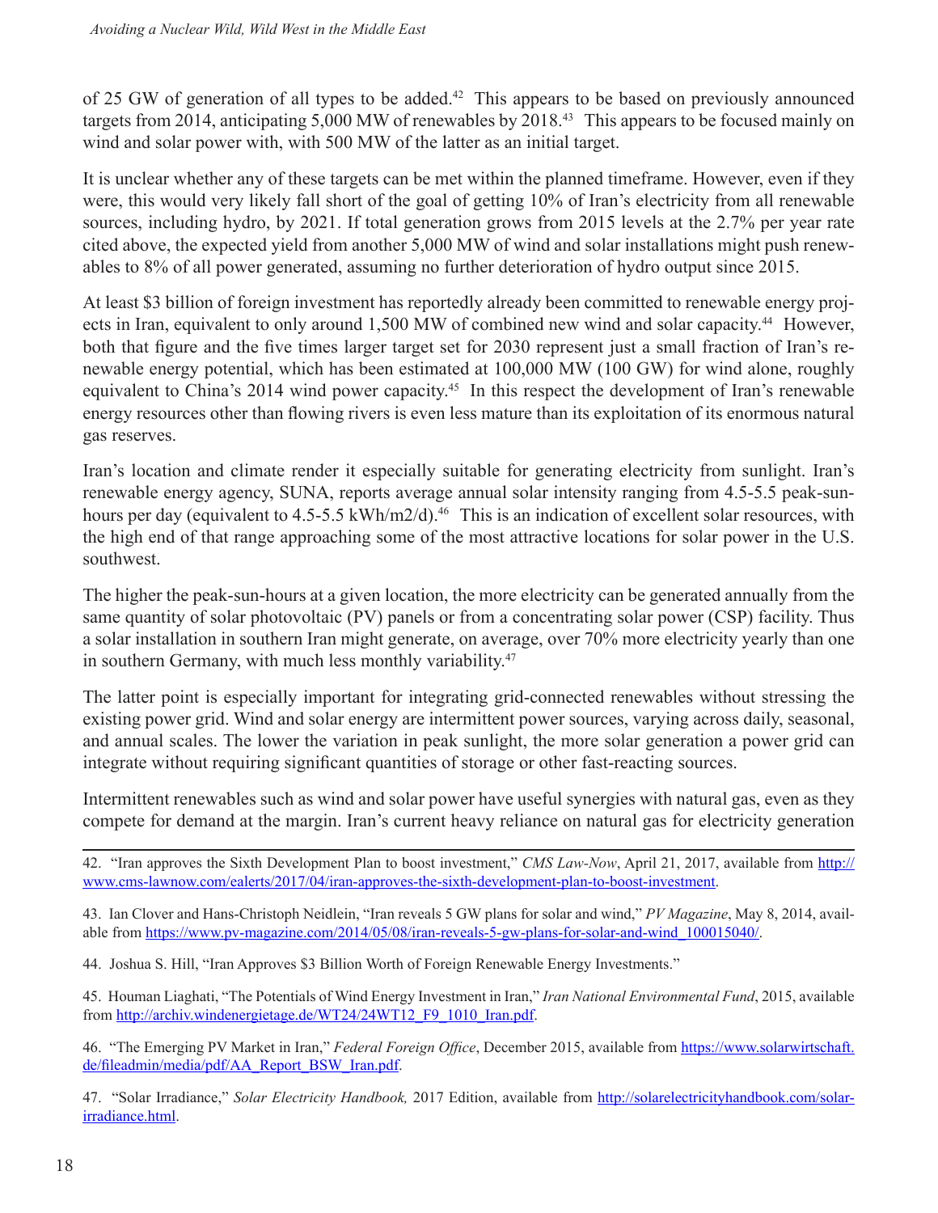of 25 GW of generation of all types to be added.[42] This appears to be based on previously announced targets from 2014, anticipating 5,000 MW of renewables by 2018.[43] This appears to be focused mainly on wind and solar power with, with 500 MW of the latter as an initial target.

It is unclear whether any of these targets can be met within the planned timeframe. However, even if they were, this would very likely fall short of the goal of getting 10% of Iran's electricity from all renewable sources, including hydro, by 2021. If total generation grows from 2015 levels at the 2.7% per year rate cited above, the expected yield from another 5,000 MW of wind and solar installations might push renewables to 8% of all power generated, assuming no further deterioration of hydro output since 2015.

At least $3 billion of foreign investment has reportedly already been committed to renewable energy projects in Iran, equivalent to only around 1,500 MW of combined new wind and solar capacity.[44] However, both that figure and the five times larger target set for 2030 represent just a small fraction of Iran's renewable energy potential, which has been estimated at 100,000 MW (100 GW) for wind alone, roughly equivalent to China's 2014 wind power capacity.[45] In this respect the development of Iran's renewable energy resources other than flowing rivers is even less mature than its exploitation of its enormous natural gas reserves.

Iran's location and climate render it especially suitable for generating electricity from sunlight. Iran's renewable energy agency, SUNA, reports average annual solar intensity ranging from 4.5-5.5 peak-sun-hours per day (equivalent to 4.5-5.5 kWh/m2/d).[46] This is an indication of excellent solar resources, with the high end of that range approaching some of the most attractive locations for solar power in the U.S. southwest.

The higher the peak-sun-hours at a given location, the more electricity can be generated annually from the same quantity of solar photovoltaic (PV) panels or from a concentrating solar power (CSP) facility. Thus a solar installation in southern Iran might generate, on average, over 70% more electricity yearly than one in southern Germany, with much less monthly variability.[47]

The latter point is especially important for integrating grid-connected renewables without stressing the existing power grid. Wind and solar energy are intermittent power sources, varying across daily, seasonal, and annual scales. The lower the variation in peak sunlight, the more solar generation a power grid can integrate without requiring significant quantities of storage or other fast-reacting sources.

Intermittent renewables such as wind and solar power have useful synergies with natural gas, even as they compete for demand at the margin. Iran's current heavy reliance on natural gas for electricity generation

---

42. "Iran approves the Sixth Development Plan to boost investment," *CMS Law-Now*, April 21, 2017, available from http://www.cms-lawnow.com/ealerts/2017/04/iran-approves-the-sixth-development-plan-to-boost-investment.

43. Ian Clover and Hans-Christoph Neidlein, "Iran reveals 5 GW plans for solar and wind," *PV Magazine*, May 8, 2014, available from https://www.pv-magazine.com/2014/05/08/iran-reveals-5-gw-plans-for-solar-and-wind_100015040/.

44. Joshua S. Hill, "Iran Approves $3 Billion Worth of Foreign Renewable Energy Investments."

45. Houman Liaghati, "The Potentials of Wind Energy Investment in Iran," *Iran National Environmental Fund*, 2015, available from http://archiv.windenergietage.de/WT24/24WT12_F9_1010_Iran.pdf.

46. "The Emerging PV Market in Iran," *Federal Foreign Office*, December 2015, available from https://www.solarwirtschaft.de/fileadmin/media/pdf/AA_Report_BSW_Iran.pdf.

47. "Solar Irradiance," *Solar Electricity Handbook,* 2017 Edition, available from http://solarelectricityhandbook.com/solar-irradiance.html.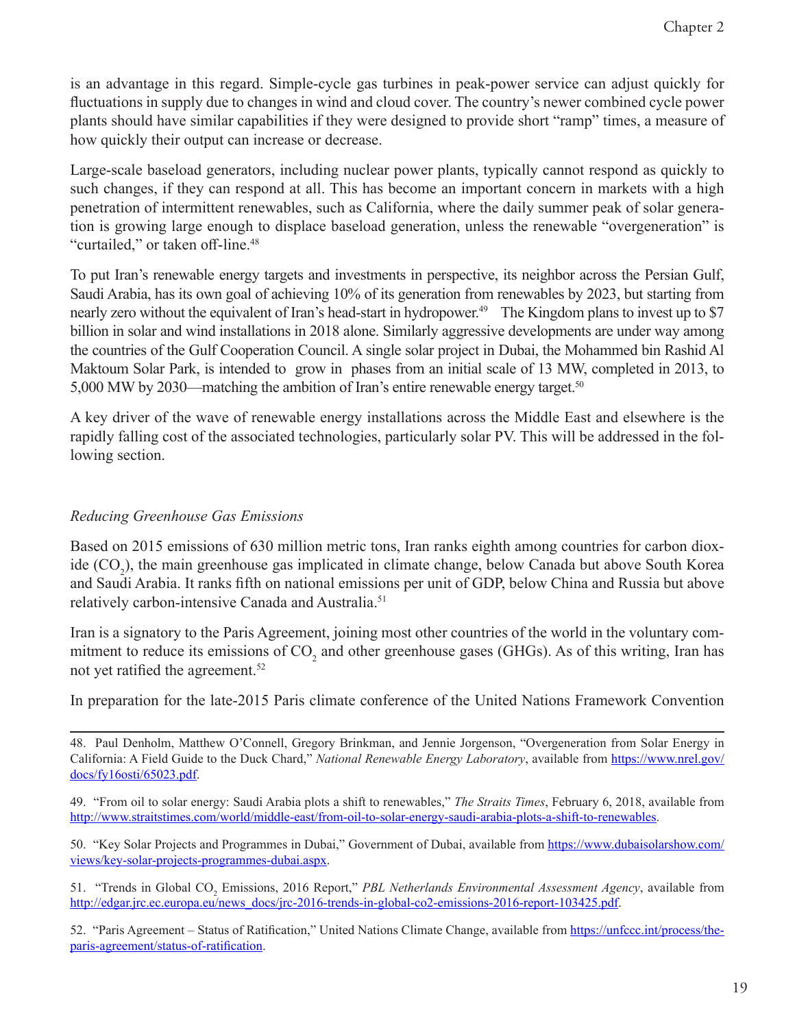is an advantage in this regard. Simple-cycle gas turbines in peak-power service can adjust quickly for fluctuations in supply due to changes in wind and cloud cover. The country's newer combined cycle power plants should have similar capabilities if they were designed to provide short "ramp" times, a measure of how quickly their output can increase or decrease.

Large-scale baseload generators, including nuclear power plants, typically cannot respond as quickly to such changes, if they can respond at all. This has become an important concern in markets with a high penetration of intermittent renewables, such as California, where the daily summer peak of solar generation is growing large enough to displace baseload generation, unless the renewable "overgeneration" is "curtailed," or taken off-line.[48]

To put Iran's renewable energy targets and investments in perspective, its neighbor across the Persian Gulf, Saudi Arabia, has its own goal of achieving 10% of its generation from renewables by 2023, but starting from nearly zero without the equivalent of Iran's head-start in hydropower.[49] The Kingdom plans to invest up to $7 billion in solar and wind installations in 2018 alone. Similarly aggressive developments are under way among the countries of the Gulf Cooperation Council. A single solar project in Dubai, the Mohammed bin Rashid Al Maktoum Solar Park, is intended to grow in phases from an initial scale of 13 MW, completed in 2013, to 5,000 MW by 2030—matching the ambition of Iran's entire renewable energy target.[50]

A key driver of the wave of renewable energy installations across the Middle East and elsewhere is the rapidly falling cost of the associated technologies, particularly solar PV. This will be addressed in the following section.

*Reducing Greenhouse Gas Emissions*

Based on 2015 emissions of 630 million metric tons, Iran ranks eighth among countries for carbon dioxide ($CO_2$), the main greenhouse gas implicated in climate change, below Canada but above South Korea and Saudi Arabia. It ranks fifth on national emissions per unit of GDP, below China and Russia but above relatively carbon-intensive Canada and Australia.[51]

Iran is a signatory to the Paris Agreement, joining most other countries of the world in the voluntary commitment to reduce its emissions of $CO_2$ and other greenhouse gases (GHGs). As of this writing, Iran has not yet ratified the agreement.[52]

In preparation for the late-2015 Paris climate conference of the United Nations Framework Convention

---

48. Paul Denholm, Matthew O'Connell, Gregory Brinkman, and Jennie Jorgenson, "Overgeneration from Solar Energy in California: A Field Guide to the Duck Chard," *National Renewable Energy Laboratory*, available from https://www.nrel.gov/docs/fy16osti/65023.pdf.

49. "From oil to solar energy: Saudi Arabia plots a shift to renewables," *The Straits Times*, February 6, 2018, available from http://www.straitstimes.com/world/middle-east/from-oil-to-solar-energy-saudi-arabia-plots-a-shift-to-renewables.

50. "Key Solar Projects and Programmes in Dubai," Government of Dubai, available from https://www.dubaisolarshow.com/views/key-solar-projects-programmes-dubai.aspx.

51. "Trends in Global $CO_2$ Emissions, 2016 Report," *PBL Netherlands Environmental Assessment Agency*, available from http://edgar.jrc.ec.europa.eu/news_docs/jrc-2016-trends-in-global-co2-emissions-2016-report-103425.pdf.

52. "Paris Agreement – Status of Ratification," United Nations Climate Change, available from https://unfccc.int/process/the-paris-agreement/status-of-ratification.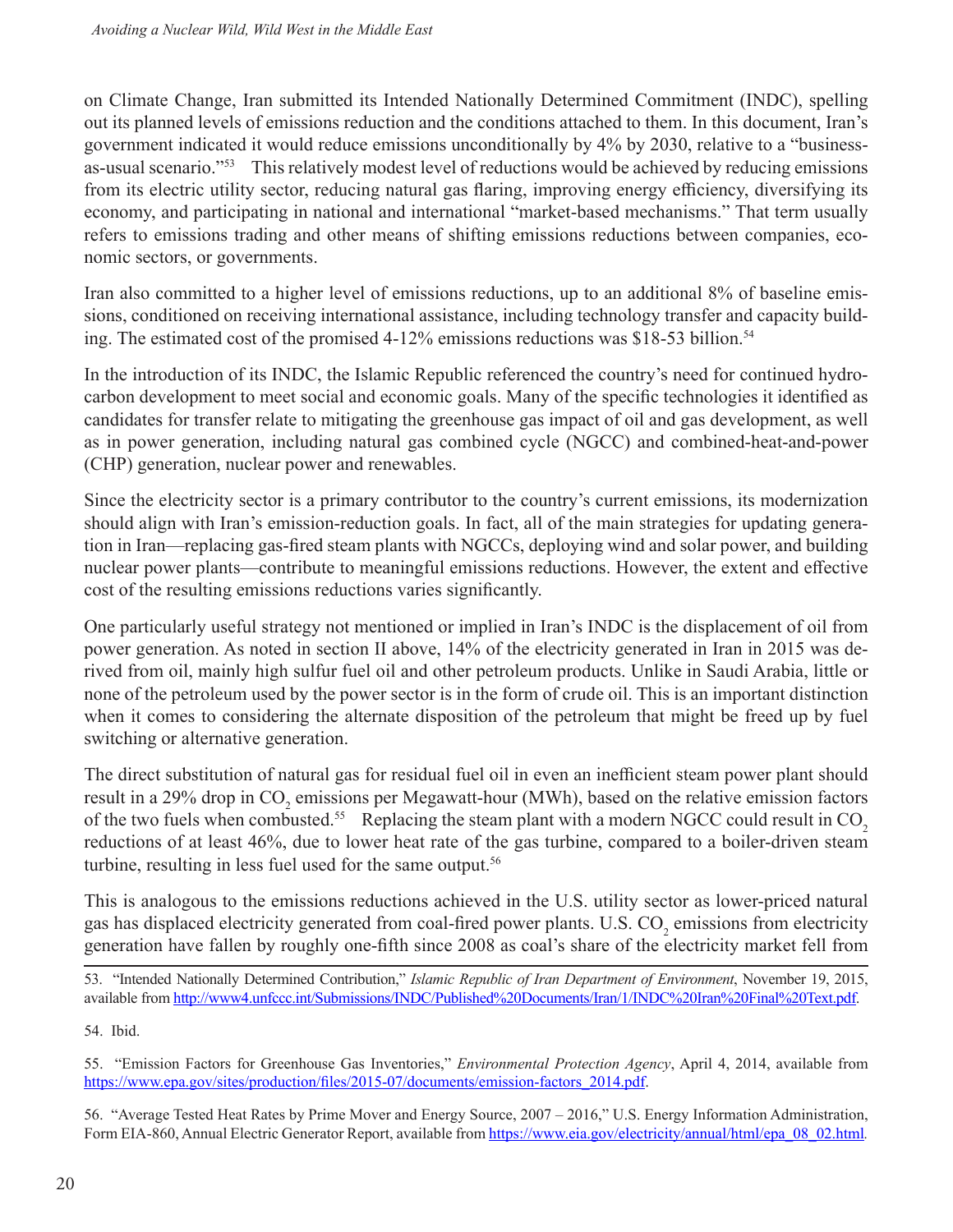on Climate Change, Iran submitted its Intended Nationally Determined Commitment (INDC), spelling out its planned levels of emissions reduction and the conditions attached to them. In this document, Iran's government indicated it would reduce emissions unconditionally by 4% by 2030, relative to a "business-as-usual scenario."[53] This relatively modest level of reductions would be achieved by reducing emissions from its electric utility sector, reducing natural gas flaring, improving energy efficiency, diversifying its economy, and participating in national and international "market-based mechanisms." That term usually refers to emissions trading and other means of shifting emissions reductions between companies, economic sectors, or governments.

Iran also committed to a higher level of emissions reductions, up to an additional 8% of baseline emissions, conditioned on receiving international assistance, including technology transfer and capacity building. The estimated cost of the promised 4-12% emissions reductions was $18-53 billion.[54]

In the introduction of its INDC, the Islamic Republic referenced the country's need for continued hydrocarbon development to meet social and economic goals. Many of the specific technologies it identified as candidates for transfer relate to mitigating the greenhouse gas impact of oil and gas development, as well as in power generation, including natural gas combined cycle (NGCC) and combined-heat-and-power (CHP) generation, nuclear power and renewables.

Since the electricity sector is a primary contributor to the country's current emissions, its modernization should align with Iran's emission-reduction goals. In fact, all of the main strategies for updating generation in Iran—replacing gas-fired steam plants with NGCCs, deploying wind and solar power, and building nuclear power plants—contribute to meaningful emissions reductions. However, the extent and effective cost of the resulting emissions reductions varies significantly.

One particularly useful strategy not mentioned or implied in Iran's INDC is the displacement of oil from power generation. As noted in section II above, 14% of the electricity generated in Iran in 2015 was derived from oil, mainly high sulfur fuel oil and other petroleum products. Unlike in Saudi Arabia, little or none of the petroleum used by the power sector is in the form of crude oil. This is an important distinction when it comes to considering the alternate disposition of the petroleum that might be freed up by fuel switching or alternative generation.

The direct substitution of natural gas for residual fuel oil in even an inefficient steam power plant should result in a 29% drop in $CO_2$ emissions per Megawatt-hour (MWh), based on the relative emission factors of the two fuels when combusted.[55] Replacing the steam plant with a modern NGCC could result in $CO_2$ reductions of at least 46%, due to lower heat rate of the gas turbine, compared to a boiler-driven steam turbine, resulting in less fuel used for the same output.[56]

This is analogous to the emissions reductions achieved in the U.S. utility sector as lower-priced natural gas has displaced electricity generated from coal-fired power plants. U.S. $CO_2$ emissions from electricity generation have fallen by roughly one-fifth since 2008 as coal's share of the electricity market fell from

---

53. "Intended Nationally Determined Contribution," *Islamic Republic of Iran Department of Environment*, November 19, 2015, available from http://www4.unfccc.int/Submissions/INDC/Published%20Documents/Iran/1/INDC%20Iran%20Final%20Text.pdf.

54. Ibid.

55. "Emission Factors for Greenhouse Gas Inventories," *Environmental Protection Agency*, April 4, 2014, available from https://www.epa.gov/sites/production/files/2015-07/documents/emission-factors_2014.pdf.

56. "Average Tested Heat Rates by Prime Mover and Energy Source, 2007 – 2016," U.S. Energy Information Administration, Form EIA-860, Annual Electric Generator Report, available from https://www.eia.gov/electricity/annual/html/epa_08_02.html.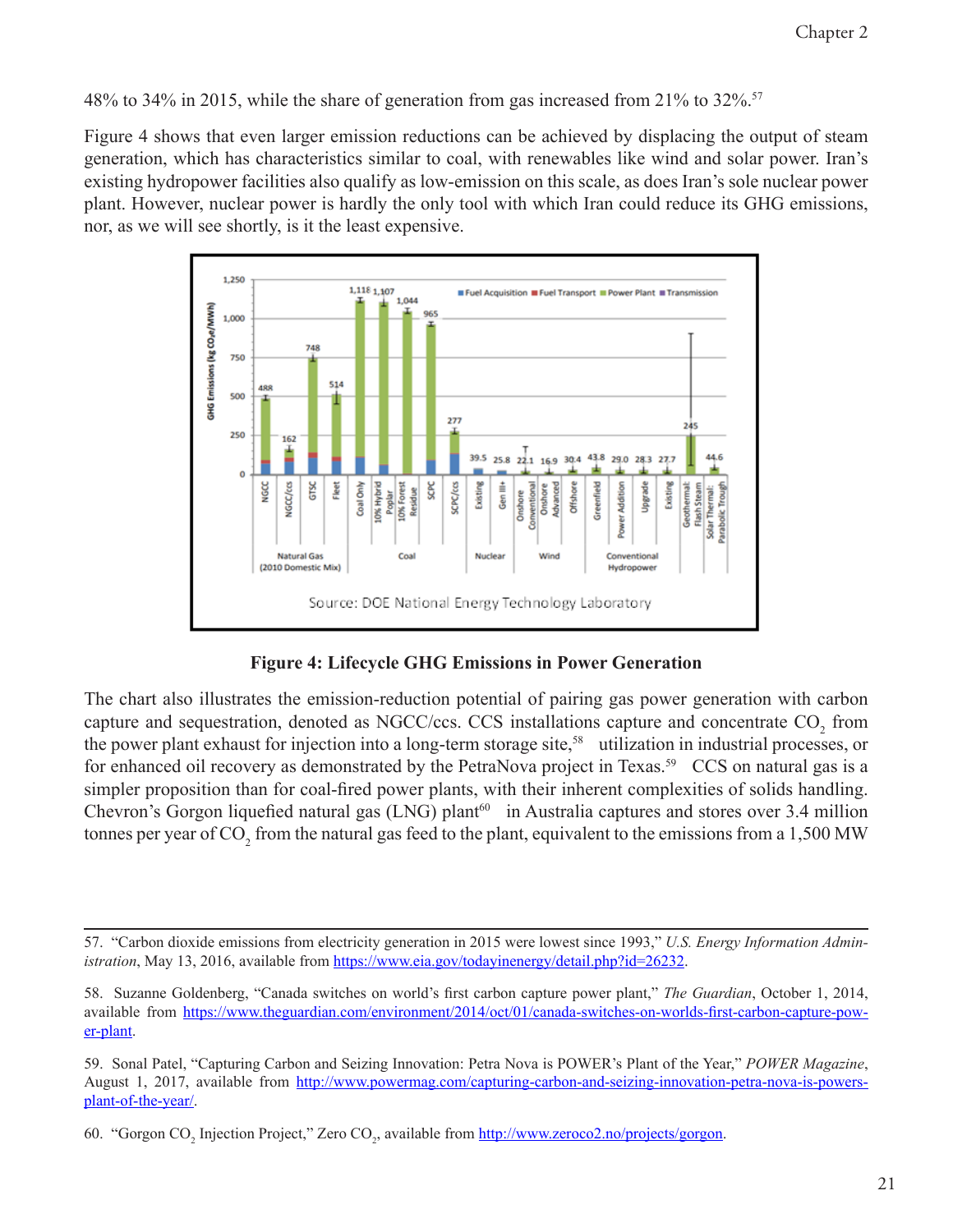48% to 34% in 2015, while the share of generation from gas increased from 21% to 32%.[57]

Figure 4 shows that even larger emission reductions can be achieved by displacing the output of steam generation, which has characteristics similar to coal, with renewables like wind and solar power. Iran's existing hydropower facilities also qualify as low-emission on this scale, as does Iran's sole nuclear power plant. However, nuclear power is hardly the only tool with which Iran could reduce its GHG emissions, nor, as we will see shortly, is it the least expensive.

**Figure 4: Lifecycle GHG Emissions in Power Generation**

The chart also illustrates the emission-reduction potential of pairing gas power generation with carbon capture and sequestration, denoted as NGCC/ccs. CCS installations capture and concentrate $CO_2$ from the power plant exhaust for injection into a long-term storage site,[58] utilization in industrial processes, or for enhanced oil recovery as demonstrated by the PetraNova project in Texas.[59] CCS on natural gas is a simpler proposition than for coal-fired power plants, with their inherent complexities of solids handling. Chevron's Gorgon liquefied natural gas (LNG) plant[60] in Australia captures and stores over 3.4 million tonnes per year of $CO_2$ from the natural gas feed to the plant, equivalent to the emissions from a 1,500 MW

---

57. "Carbon dioxide emissions from electricity generation in 2015 were lowest since 1993," *U.S. Energy Information Administration*, May 13, 2016, available from https://www.eia.gov/todayinenergy/detail.php?id=26232.

58. Suzanne Goldenberg, "Canada switches on world's first carbon capture power plant," *The Guardian*, October 1, 2014, available from https://www.theguardian.com/environment/2014/oct/01/canada-switches-on-worlds-first-carbon-capture-power-plant.

59. Sonal Patel, "Capturing Carbon and Seizing Innovation: Petra Nova is POWER's Plant of the Year," *POWER Magazine*, August 1, 2017, available from http://www.powermag.com/capturing-carbon-and-seizing-innovation-petra-nova-is-powers-plant-of-the-year/.

60. "Gorgon $CO_2$ Injection Project," Zero $CO_2$, available from http://www.zeroco2.no/projects/gorgon.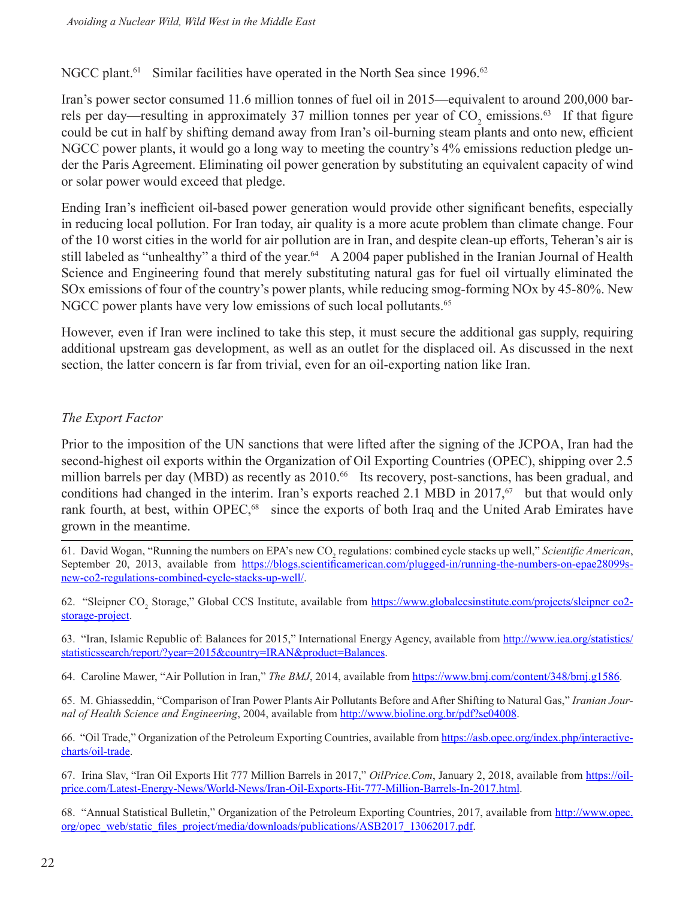NGCC plant.[61] Similar facilities have operated in the North Sea since 1996.[62]

Iran's power sector consumed 11.6 million tonnes of fuel oil in 2015—equivalent to around 200,000 barrels per day—resulting in approximately 37 million tonnes per year of $CO_2$ emissions.[63] If that figure could be cut in half by shifting demand away from Iran's oil-burning steam plants and onto new, efficient NGCC power plants, it would go a long way to meeting the country's 4% emissions reduction pledge under the Paris Agreement. Eliminating oil power generation by substituting an equivalent capacity of wind or solar power would exceed that pledge.

Ending Iran's inefficient oil-based power generation would provide other significant benefits, especially in reducing local pollution. For Iran today, air quality is a more acute problem than climate change. Four of the 10 worst cities in the world for air pollution are in Iran, and despite clean-up efforts, Teheran's air is still labeled as "unhealthy" a third of the year.[64] A 2004 paper published in the Iranian Journal of Health Science and Engineering found that merely substituting natural gas for fuel oil virtually eliminated the SOx emissions of four of the country's power plants, while reducing smog-forming NOx by 45-80%. New NGCC power plants have very low emissions of such local pollutants.[65]

However, even if Iran were inclined to take this step, it must secure the additional gas supply, requiring additional upstream gas development, as well as an outlet for the displaced oil. As discussed in the next section, the latter concern is far from trivial, even for an oil-exporting nation like Iran.

### *The Export Factor*

Prior to the imposition of the UN sanctions that were lifted after the signing of the JCPOA, Iran had the second-highest oil exports within the Organization of Oil Exporting Countries (OPEC), shipping over 2.5 million barrels per day (MBD) as recently as 2010.[66] Its recovery, post-sanctions, has been gradual, and conditions had changed in the interim. Iran's exports reached 2.1 MBD in 2017,[67] but that would only rank fourth, at best, within OPEC,[68] since the exports of both Iraq and the United Arab Emirates have grown in the meantime.

---

61. David Wogan, "Running the numbers on EPA's new $CO_2$ regulations: combined cycle stacks up well," *Scientific American*, September 20, 2013, available from https://blogs.scientificamerican.com/plugged-in/running-the-numbers-on-epae28099s-new-co2-regulations-combined-cycle-stacks-up-well/.

62. "Sleipner $CO_2$ Storage," Global CCS Institute, available from https://www.globalccsinstitute.com/projects/sleipner co2-storage-project.

63. "Iran, Islamic Republic of: Balances for 2015," International Energy Agency, available from http://www.iea.org/statistics/statisticssearch/report/?year=2015&country=IRAN&product=Balances.

64. Caroline Mawer, "Air Pollution in Iran," *The BMJ*, 2014, available from https://www.bmj.com/content/348/bmj.g1586.

65. M. Ghiasseddin, "Comparison of Iran Power Plants Air Pollutants Before and After Shifting to Natural Gas," *Iranian Journal of Health Science and Engineering*, 2004, available from http://www.bioline.org.br/pdf?se04008.

66. "Oil Trade," Organization of the Petroleum Exporting Countries, available from https://asb.opec.org/index.php/interactive-charts/oil-trade.

67. Irina Slav, "Iran Oil Exports Hit 777 Million Barrels in 2017," *OilPrice.Com*, January 2, 2018, available from https://oilprice.com/Latest-Energy-News/World-News/Iran-Oil-Exports-Hit-777-Million-Barrels-In-2017.html.

68. "Annual Statistical Bulletin," Organization of the Petroleum Exporting Countries, 2017, available from http://www.opec.org/opec_web/static_files_project/media/downloads/publications/ASB2017_13062017.pdf.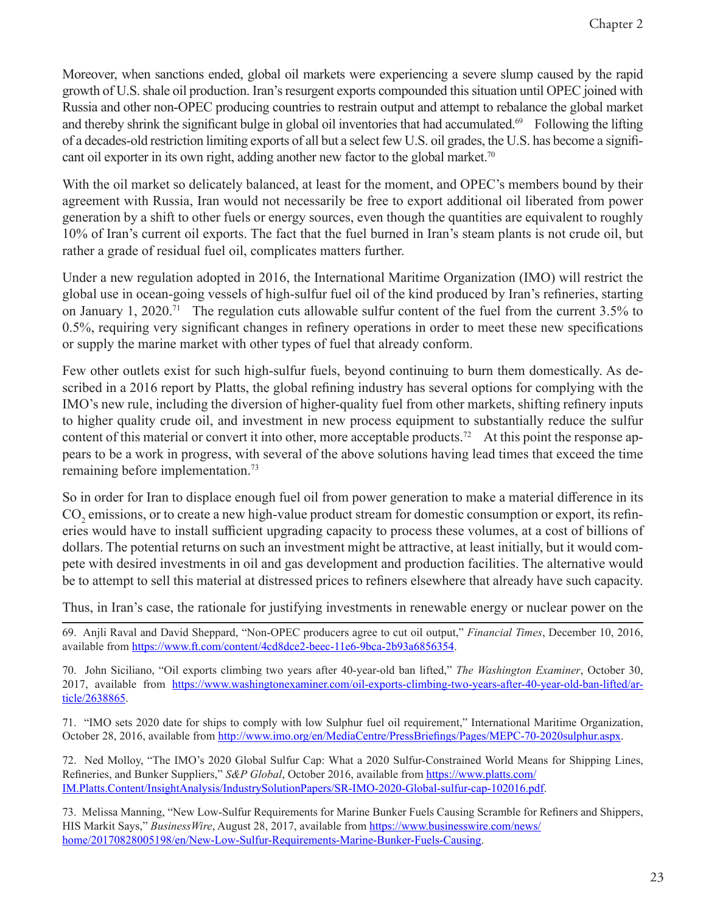Moreover, when sanctions ended, global oil markets were experiencing a severe slump caused by the rapid growth of U.S. shale oil production. Iran's resurgent exports compounded this situation until OPEC joined with Russia and other non-OPEC producing countries to restrain output and attempt to rebalance the global market and thereby shrink the significant bulge in global oil inventories that had accumulated.[69] Following the lifting of a decades-old restriction limiting exports of all but a select few U.S. oil grades, the U.S. has become a significant oil exporter in its own right, adding another new factor to the global market.[70]

With the oil market so delicately balanced, at least for the moment, and OPEC's members bound by their agreement with Russia, Iran would not necessarily be free to export additional oil liberated from power generation by a shift to other fuels or energy sources, even though the quantities are equivalent to roughly 10% of Iran's current oil exports. The fact that the fuel burned in Iran's steam plants is not crude oil, but rather a grade of residual fuel oil, complicates matters further.

Under a new regulation adopted in 2016, the International Maritime Organization (IMO) will restrict the global use in ocean-going vessels of high-sulfur fuel oil of the kind produced by Iran's refineries, starting on January 1, 2020.[71] The regulation cuts allowable sulfur content of the fuel from the current 3.5% to 0.5%, requiring very significant changes in refinery operations in order to meet these new specifications or supply the marine market with other types of fuel that already conform.

Few other outlets exist for such high-sulfur fuels, beyond continuing to burn them domestically. As described in a 2016 report by Platts, the global refining industry has several options for complying with the IMO's new rule, including the diversion of higher-quality fuel from other markets, shifting refinery inputs to higher quality crude oil, and investment in new process equipment to substantially reduce the sulfur content of this material or convert it into other, more acceptable products.[72] At this point the response appears to be a work in progress, with several of the above solutions having lead times that exceed the time remaining before implementation.[73]

So in order for Iran to displace enough fuel oil from power generation to make a material difference in its $CO_2$ emissions, or to create a new high-value product stream for domestic consumption or export, its refineries would have to install sufficient upgrading capacity to process these volumes, at a cost of billions of dollars. The potential returns on such an investment might be attractive, at least initially, but it would compete with desired investments in oil and gas development and production facilities. The alternative would be to attempt to sell this material at distressed prices to refiners elsewhere that already have such capacity.

Thus, in Iran's case, the rationale for justifying investments in renewable energy or nuclear power on the

---

69. Anjli Raval and David Sheppard, "Non-OPEC producers agree to cut oil output," *Financial Times*, December 10, 2016, available from https://www.ft.com/content/4cd8dce2-beec-11e6-9bca-2b93a6856354.

70. John Siciliano, "Oil exports climbing two years after 40-year-old ban lifted," *The Washington Examiner*, October 30, 2017, available from https://www.washingtonexaminer.com/oil-exports-climbing-two-years-after-40-year-old-ban-lifted/article/2638865.

71. "IMO sets 2020 date for ships to comply with low Sulphur fuel oil requirement," International Maritime Organization, October 28, 2016, available from http://www.imo.org/en/MediaCentre/PressBriefings/Pages/MEPC-70-2020sulphur.aspx.

72. Ned Molloy, "The IMO's 2020 Global Sulfur Cap: What a 2020 Sulfur-Constrained World Means for Shipping Lines, Refineries, and Bunker Suppliers," *S&P Global*, October 2016, available from https://www.platts.com/IM.Platts.Content/InsightAnalysis/IndustrySolutionPapers/SR-IMO-2020-Global-sulfur-cap-102016.pdf.

73. Melissa Manning, "New Low-Sulfur Requirements for Marine Bunker Fuels Causing Scramble for Refiners and Shippers, HIS Markit Says," *BusinessWire*, August 28, 2017, available from https://www.businesswire.com/news/home/20170828005198/en/New-Low-Sulfur-Requirements-Marine-Bunker-Fuels-Causing.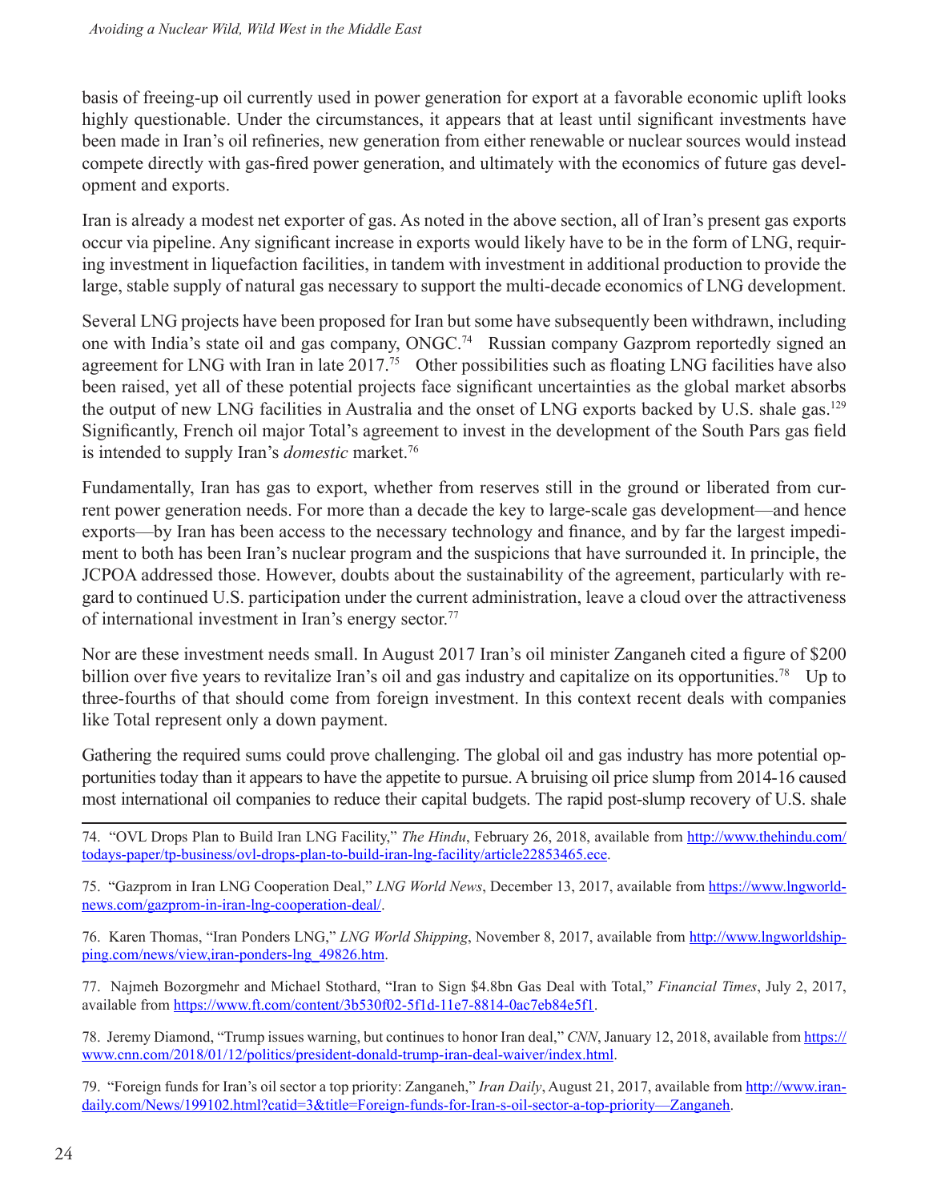basis of freeing-up oil currently used in power generation for export at a favorable economic uplift looks highly questionable. Under the circumstances, it appears that at least until significant investments have been made in Iran's oil refineries, new generation from either renewable or nuclear sources would instead compete directly with gas-fired power generation, and ultimately with the economics of future gas development and exports.

Iran is already a modest net exporter of gas. As noted in the above section, all of Iran's present gas exports occur via pipeline. Any significant increase in exports would likely have to be in the form of LNG, requiring investment in liquefaction facilities, in tandem with investment in additional production to provide the large, stable supply of natural gas necessary to support the multi-decade economics of LNG development.

Several LNG projects have been proposed for Iran but some have subsequently been withdrawn, including one with India's state oil and gas company, ONGC.[74] Russian company Gazprom reportedly signed an agreement for LNG with Iran in late 2017.[75] Other possibilities such as floating LNG facilities have also been raised, yet all of these potential projects face significant uncertainties as the global market absorbs the output of new LNG facilities in Australia and the onset of LNG exports backed by U.S. shale gas.[129] Significantly, French oil major Total's agreement to invest in the development of the South Pars gas field is intended to supply Iran's *domestic* market.[76]

Fundamentally, Iran has gas to export, whether from reserves still in the ground or liberated from current power generation needs. For more than a decade the key to large-scale gas development—and hence exports—by Iran has been access to the necessary technology and finance, and by far the largest impediment to both has been Iran's nuclear program and the suspicions that have surrounded it. In principle, the JCPOA addressed those. However, doubts about the sustainability of the agreement, particularly with regard to continued U.S. participation under the current administration, leave a cloud over the attractiveness of international investment in Iran's energy sector.[77]

Nor are these investment needs small. In August 2017 Iran's oil minister Zanganeh cited a figure of $200 billion over five years to revitalize Iran's oil and gas industry and capitalize on its opportunities.[78] Up to three-fourths of that should come from foreign investment. In this context recent deals with companies like Total represent only a down payment.

Gathering the required sums could prove challenging. The global oil and gas industry has more potential opportunities today than it appears to have the appetite to pursue. A bruising oil price slump from 2014-16 caused most international oil companies to reduce their capital budgets. The rapid post-slump recovery of U.S. shale

---

74. "OVL Drops Plan to Build Iran LNG Facility," *The Hindu*, February 26, 2018, available from http://www.thehindu.com/todays-paper/tp-business/ovl-drops-plan-to-build-iran-lng-facility/article22853465.ece.

75. "Gazprom in Iran LNG Cooperation Deal," *LNG World News*, December 13, 2017, available from https://www.lngworldnews.com/gazprom-in-iran-lng-cooperation-deal/.

76. Karen Thomas, "Iran Ponders LNG," *LNG World Shipping*, November 8, 2017, available from http://www.lngworldshipping.com/news/view,iran-ponders-lng_49826.htm.

77. Najmeh Bozorgmehr and Michael Stothard, "Iran to Sign $4.8bn Gas Deal with Total," *Financial Times*, July 2, 2017, available from https://www.ft.com/content/3b530f02-5f1d-11e7-8814-0ac7eb84e5f1.

78. Jeremy Diamond, "Trump issues warning, but continues to honor Iran deal," *CNN*, January 12, 2018, available from https://www.cnn.com/2018/01/12/politics/president-donald-trump-iran-deal-waiver/index.html.

79. "Foreign funds for Iran's oil sector a top priority: Zanganeh," *Iran Daily*, August 21, 2017, available from http://www.iran-daily.com/News/199102.html?catid=3&title=Foreign-funds-for-Iran-s-oil-sector-a-top-priority—Zanganeh.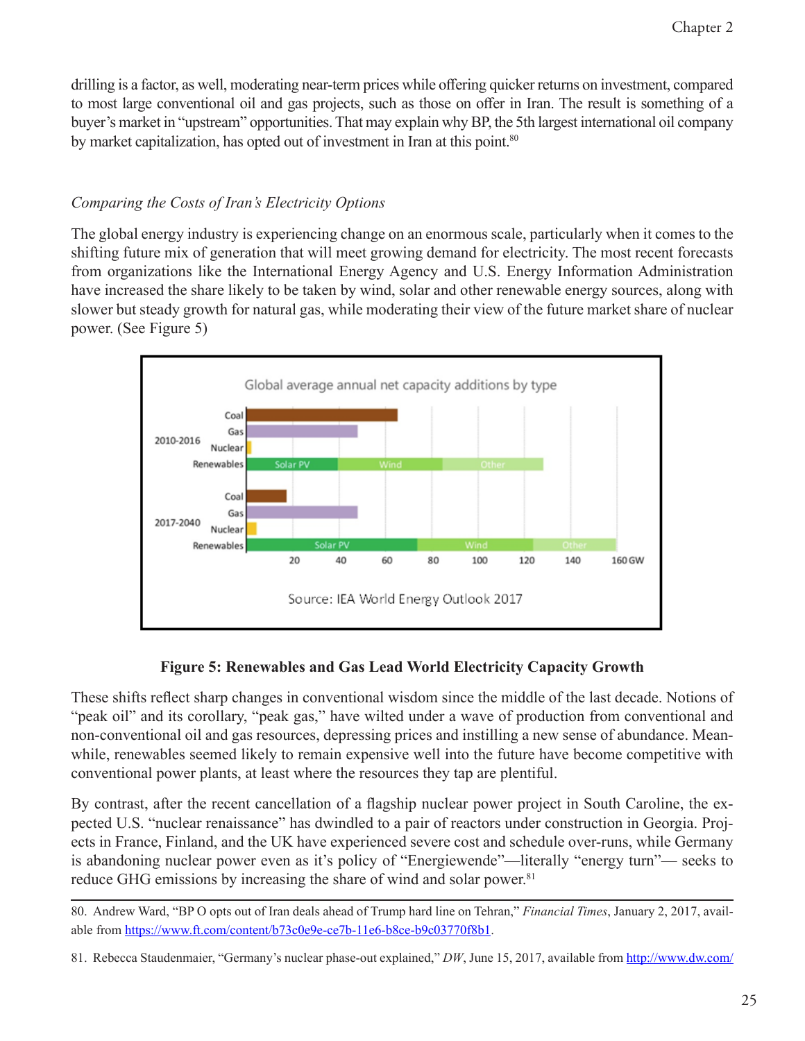drilling is a factor, as well, moderating near-term prices while offering quicker returns on investment, compared to most large conventional oil and gas projects, such as those on offer in Iran. The result is something of a buyer's market in "upstream" opportunities. That may explain why BP, the 5th largest international oil company by market capitalization, has opted out of investment in Iran at this point.[80]

*Comparing the Costs of Iran's Electricity Options*

The global energy industry is experiencing change on an enormous scale, particularly when it comes to the shifting future mix of generation that will meet growing demand for electricity. The most recent forecasts from organizations like the International Energy Agency and U.S. Energy Information Administration have increased the share likely to be taken by wind, solar and other renewable energy sources, along with slower but steady growth for natural gas, while moderating their view of the future market share of nuclear power. (See Figure 5)

**Figure 5: Renewables and Gas Lead World Electricity Capacity Growth**

These shifts reflect sharp changes in conventional wisdom since the middle of the last decade. Notions of "peak oil" and its corollary, "peak gas," have wilted under a wave of production from conventional and non-conventional oil and gas resources, depressing prices and instilling a new sense of abundance. Meanwhile, renewables seemed likely to remain expensive well into the future have become competitive with conventional power plants, at least where the resources they tap are plentiful.

By contrast, after the recent cancellation of a flagship nuclear power project in South Caroline, the expected U.S. "nuclear renaissance" has dwindled to a pair of reactors under construction in Georgia. Projects in France, Finland, and the UK have experienced severe cost and schedule over-runs, while Germany is abandoning nuclear power even as it's policy of "Energiewende"—literally "energy turn"— seeks to reduce GHG emissions by increasing the share of wind and solar power.[81]

80. Andrew Ward, "BP O opts out of Iran deals ahead of Trump hard line on Tehran," *Financial Times*, January 2, 2017, available from https://www.ft.com/content/b73c0e9e-ce7b-11e6-b8ce-b9c03770f8b1.

81. Rebecca Staudenmaier, "Germany's nuclear phase-out explained," *DW*, June 15, 2017, available from http://www.dw.com/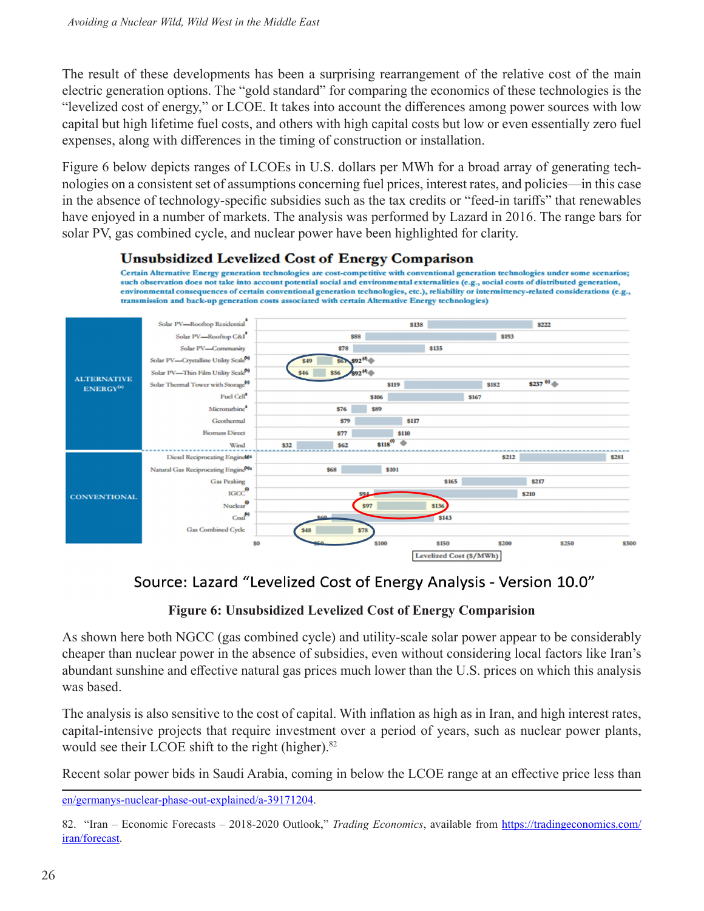The result of these developments has been a surprising rearrangement of the relative cost of the main electric generation options. The "gold standard" for comparing the economics of these technologies is the "levelized cost of energy," or LCOE. It takes into account the differences among power sources with low capital but high lifetime fuel costs, and others with high capital costs but low or even essentially zero fuel expenses, along with differences in the timing of construction or installation.

Figure 6 below depicts ranges of LCOEs in U.S. dollars per MWh for a broad array of generating technologies on a consistent set of assumptions concerning fuel prices, interest rates, and policies—in this case in the absence of technology-specific subsidies such as the tax credits or "feed-in tariffs" that renewables have enjoyed in a number of markets. The analysis was performed by Lazard in 2016. The range bars for solar PV, gas combined cycle, and nuclear power have been highlighted for clarity.

**Unsubsidized Levelized Cost of Energy Comparison**

Certain Alternative Energy generation technologies are cost-competitive with conventional generation technologies under some scenarios; such observation does not take into account potential social and environmental externalities (e.g., social costs of distributed generation, environmental consequences of certain conventional generation technologies, etc.), reliability or intermittency-related considerations (e.g., transmission and back-up generation costs associated with certain Alternative Energy technologies)

| Category | Technology | Levelized Cost ($/MWh) |
|---|---|---|
| Alternative Energy | Solar PV—Rooftop Residential | $138 – $222 |
| | Solar PV—Rooftop C&I | $88 – $193 |
| | Solar PV—Community | $78 – $135 |
| | Solar PV—Crystalline Utility Scale | $49 – $61; $92 |
| | Solar PV—Thin Film Utility Scale | $46 – $56; $92 |
| | Solar Thermal Tower with Storage | $119 – $182; $237 |
| | Fuel Cell | $106 – $167 |
| | Microturbine | $76 – $89 |
| | Geothermal | $79 – $117 |
| | Biomass Direct | $77 – $110 |
| | Wind | $32 – $62; $118 |
| Conventional | Diesel Reciprocating Engine | $212 – $281 |
| | Natural Gas Reciprocating Engine | $68 – $101 |
| | Gas Peaking | $165 – $217 |
| | IGCC | $94 – $210 |
| | Nuclear | $97 – $136 |
| | Coal | $60 – $143 |
| | Gas Combined Cycle | $48 – $78 |

Source: Lazard "Levelized Cost of Energy Analysis - Version 10.0"

**Figure 6: Unsubsidized Levelized Cost of Energy Comparision**

As shown here both NGCC (gas combined cycle) and utility-scale solar power appear to be considerably cheaper than nuclear power in the absence of subsidies, even without considering local factors like Iran's abundant sunshine and effective natural gas prices much lower than the U.S. prices on which this analysis was based.

The analysis is also sensitive to the cost of capital. With inflation as high as in Iran, and high interest rates, capital-intensive projects that require investment over a period of years, such as nuclear power plants, would see their LCOE shift to the right (higher).[82]

Recent solar power bids in Saudi Arabia, coming in below the LCOE range at an effective price less than

---

en/germanys-nuclear-phase-out-explained/a-39171204.

82. "Iran – Economic Forecasts – 2018-2020 Outlook," *Trading Economics*, available from https://tradingeconomics.com/iran/forecast.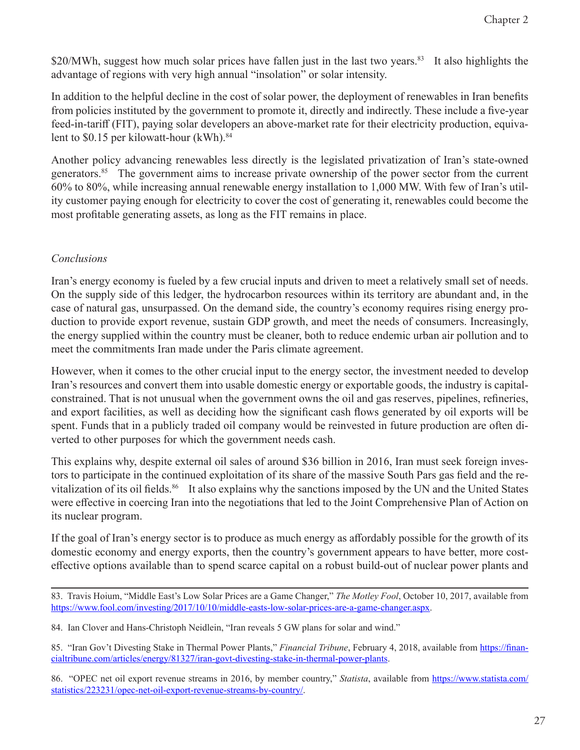$20/MWh, suggest how much solar prices have fallen just in the last two years.[83] It also highlights the advantage of regions with very high annual "insolation" or solar intensity.

In addition to the helpful decline in the cost of solar power, the deployment of renewables in Iran benefits from policies instituted by the government to promote it, directly and indirectly. These include a five-year feed-in-tariff (FIT), paying solar developers an above-market rate for their electricity production, equivalent to $0.15 per kilowatt-hour (kWh).[84]

Another policy advancing renewables less directly is the legislated privatization of Iran's state-owned generators.[85] The government aims to increase private ownership of the power sector from the current 60% to 80%, while increasing annual renewable energy installation to 1,000 MW. With few of Iran's utility customer paying enough for electricity to cover the cost of generating it, renewables could become the most profitable generating assets, as long as the FIT remains in place.

### *Conclusions*

Iran's energy economy is fueled by a few crucial inputs and driven to meet a relatively small set of needs. On the supply side of this ledger, the hydrocarbon resources within its territory are abundant and, in the case of natural gas, unsurpassed. On the demand side, the country's economy requires rising energy production to provide export revenue, sustain GDP growth, and meet the needs of consumers. Increasingly, the energy supplied within the country must be cleaner, both to reduce endemic urban air pollution and to meet the commitments Iran made under the Paris climate agreement.

However, when it comes to the other crucial input to the energy sector, the investment needed to develop Iran's resources and convert them into usable domestic energy or exportable goods, the industry is capital-constrained. That is not unusual when the government owns the oil and gas reserves, pipelines, refineries, and export facilities, as well as deciding how the significant cash flows generated by oil exports will be spent. Funds that in a publicly traded oil company would be reinvested in future production are often diverted to other purposes for which the government needs cash.

This explains why, despite external oil sales of around $36 billion in 2016, Iran must seek foreign investors to participate in the continued exploitation of its share of the massive South Pars gas field and the revitalization of its oil fields.[86] It also explains why the sanctions imposed by the UN and the United States were effective in coercing Iran into the negotiations that led to the Joint Comprehensive Plan of Action on its nuclear program.

If the goal of Iran's energy sector is to produce as much energy as affordably possible for the growth of its domestic economy and energy exports, then the country's government appears to have better, more cost-effective options available than to spend scarce capital on a robust build-out of nuclear power plants and

---

83. Travis Hoium, "Middle East's Low Solar Prices are a Game Changer," *The Motley Fool*, October 10, 2017, available from https://www.fool.com/investing/2017/10/10/middle-easts-low-solar-prices-are-a-game-changer.aspx.

84. Ian Clover and Hans-Christoph Neidlein, "Iran reveals 5 GW plans for solar and wind."

85. "Iran Gov't Divesting Stake in Thermal Power Plants," *Financial Tribune*, February 4, 2018, available from https://financialtribune.com/articles/energy/81327/iran-govt-divesting-stake-in-thermal-power-plants.

86. "OPEC net oil export revenue streams in 2016, by member country," *Statista*, available from https://www.statista.com/statistics/223231/opec-net-oil-export-revenue-streams-by-country/.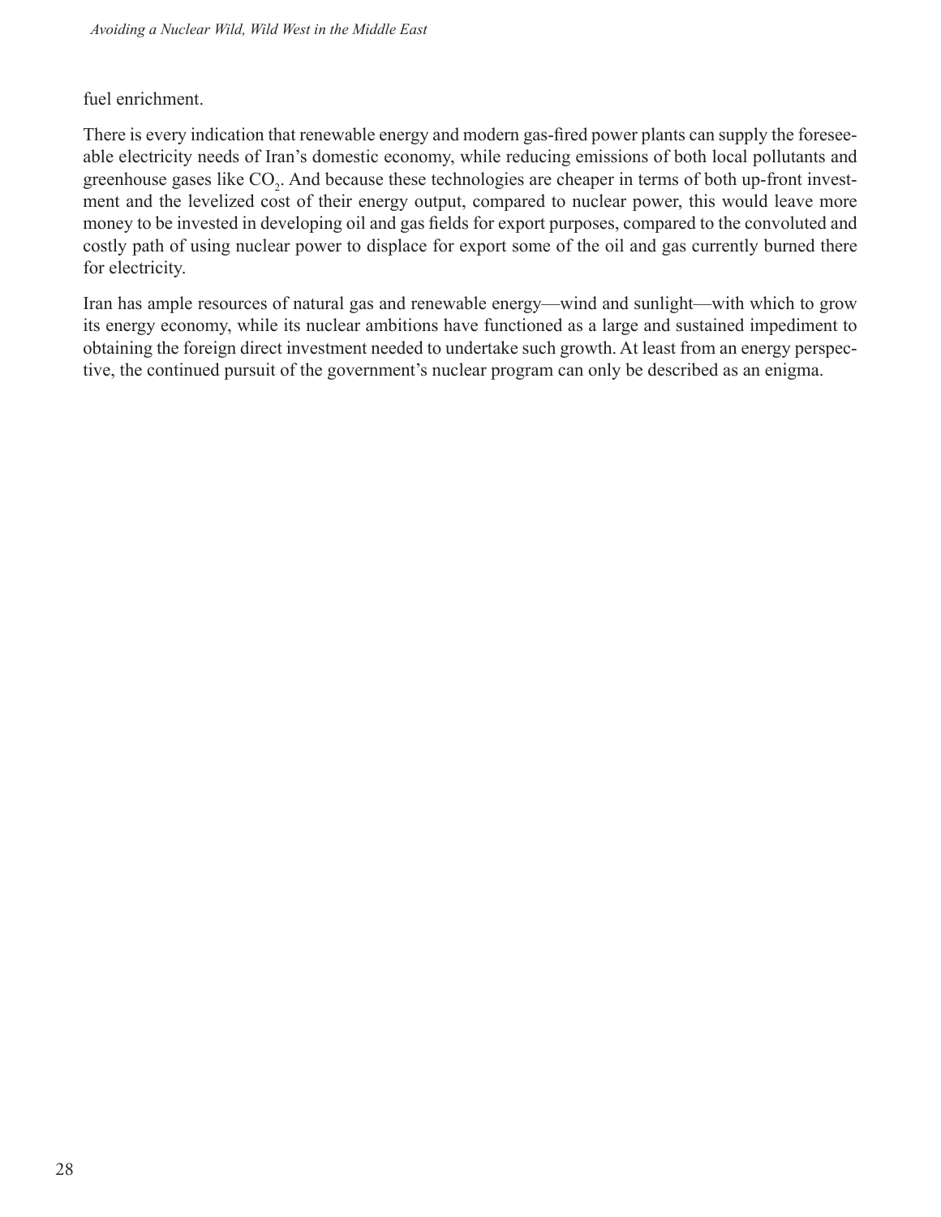fuel enrichment.

There is every indication that renewable energy and modern gas-fired power plants can supply the foreseeable electricity needs of Iran's domestic economy, while reducing emissions of both local pollutants and greenhouse gases like $CO_2$. And because these technologies are cheaper in terms of both up-front investment and the levelized cost of their energy output, compared to nuclear power, this would leave more money to be invested in developing oil and gas fields for export purposes, compared to the convoluted and costly path of using nuclear power to displace for export some of the oil and gas currently burned there for electricity.

Iran has ample resources of natural gas and renewable energy—wind and sunlight—with which to grow its energy economy, while its nuclear ambitions have functioned as a large and sustained impediment to obtaining the foreign direct investment needed to undertake such growth. At least from an energy perspective, the continued pursuit of the government's nuclear program can only be described as an enigma.